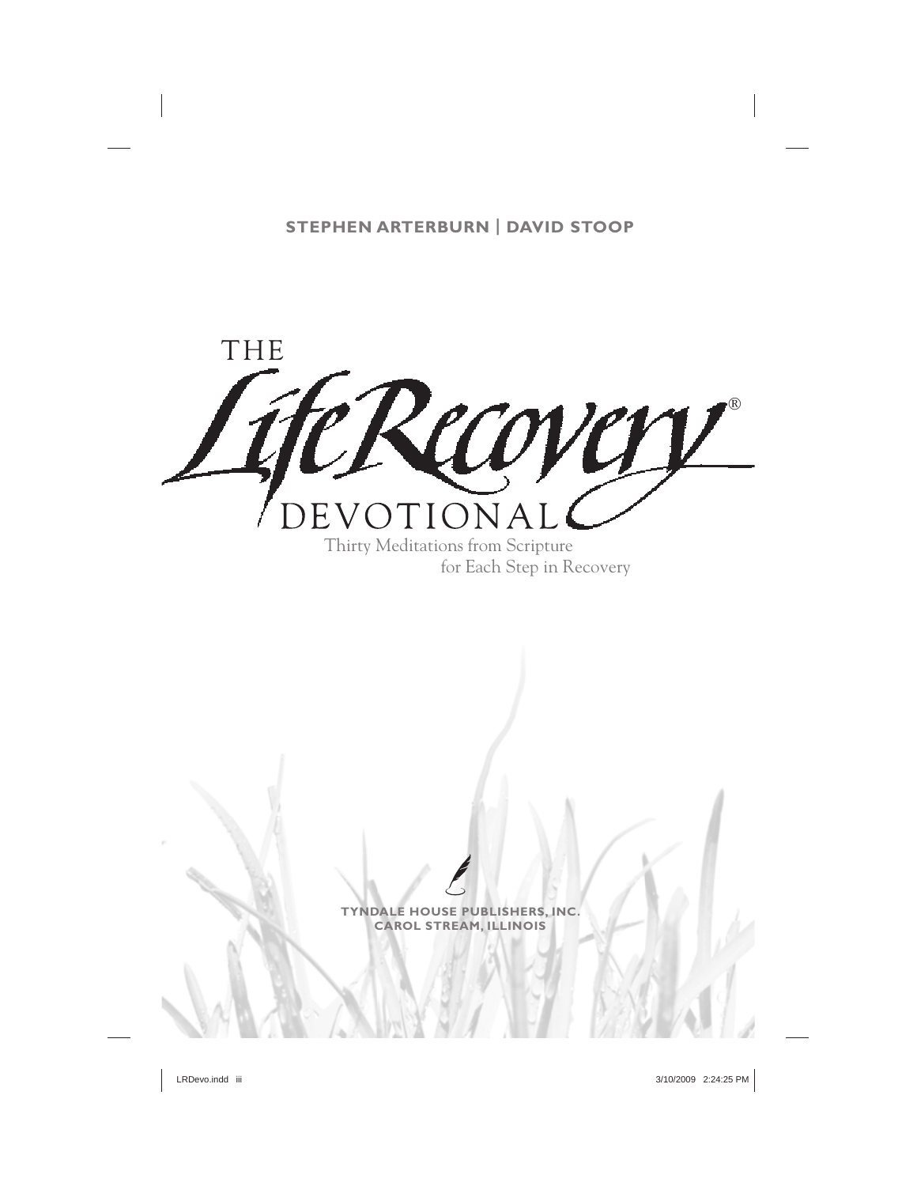**STEPHEN ARTERBURN | DAVID STOOP**

# THE *Life Recovery*® DEVOTIONAL

Thirty Meditations from Scripture for Each Step in Recovery

**TYNDALE HOUSE PUBLISHERS, INC.**
**CAROL STREAM, ILLINOIS**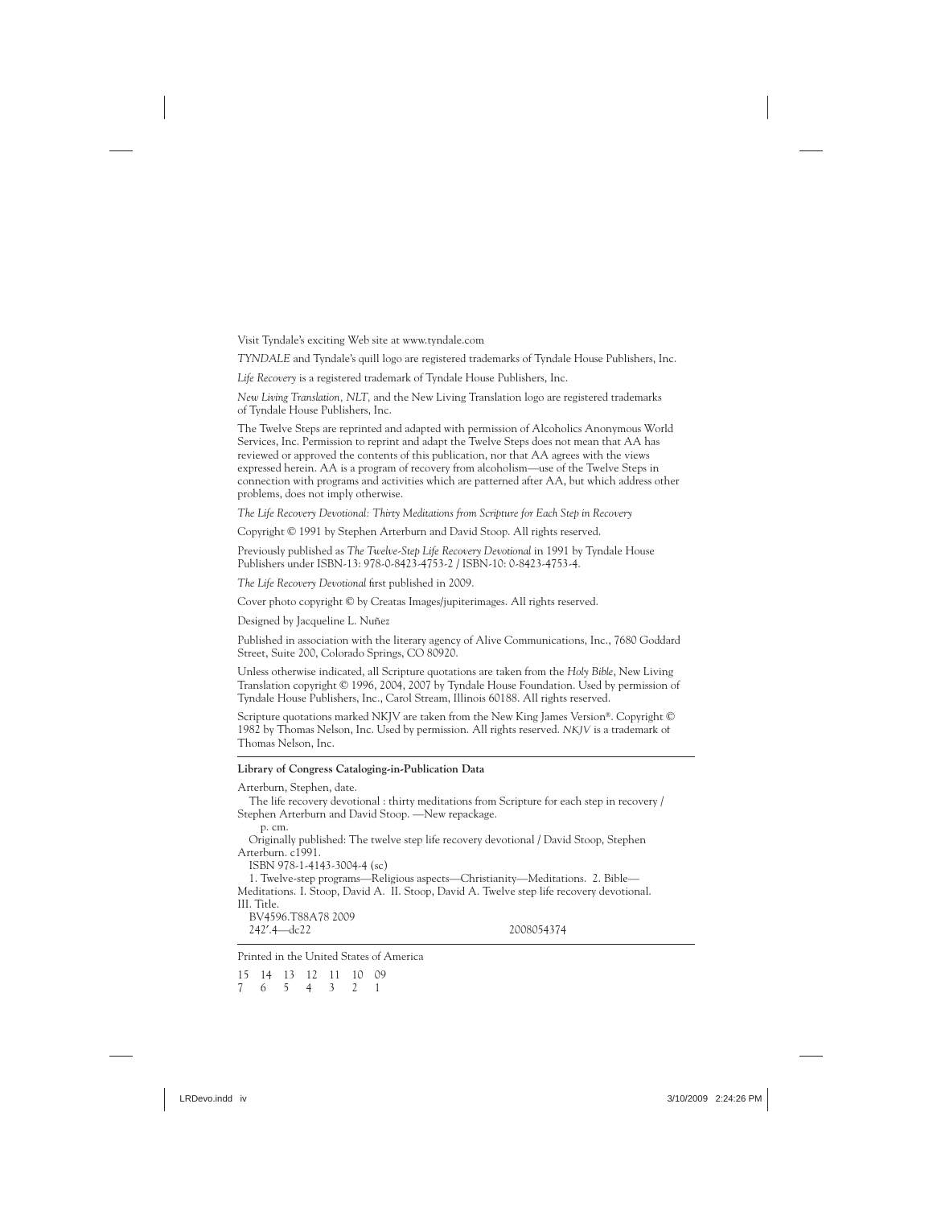Visit Tyndale's exciting Web site at www.tyndale.com

*TYNDALE* and Tyndale's quill logo are registered trademarks of Tyndale House Publishers, Inc.

*Life Recovery* is a registered trademark of Tyndale House Publishers, Inc.

*New Living Translation, NLT,* and the New Living Translation logo are registered trademarks of Tyndale House Publishers, Inc.

The Twelve Steps are reprinted and adapted with permission of Alcoholics Anonymous World Services, Inc. Permission to reprint and adapt the Twelve Steps does not mean that AA has reviewed or approved the contents of this publication, nor that AA agrees with the views expressed herein. AA is a program of recovery from alcoholism—use of the Twelve Steps in connection with programs and activities which are patterned after AA, but which address other problems, does not imply otherwise.

*The Life Recovery Devotional: Thirty Meditations from Scripture for Each Step in Recovery*

Copyright © 1991 by Stephen Arterburn and David Stoop. All rights reserved.

Previously published as *The Twelve-Step Life Recovery Devotional* in 1991 by Tyndale House Publishers under ISBN-13: 978-0-8423-4753-2 / ISBN-10: 0-8423-4753-4.

*The Life Recovery Devotional* first published in 2009.

Cover photo copyright © by Creatas Images/jupiterimages. All rights reserved.

Designed by Jacqueline L. Nuñez

Published in association with the literary agency of Alive Communications, Inc., 7680 Goddard Street, Suite 200, Colorado Springs, CO 80920.

Unless otherwise indicated, all Scripture quotations are taken from the *Holy Bible*, New Living Translation copyright © 1996, 2004, 2007 by Tyndale House Foundation. Used by permission of Tyndale House Publishers, Inc., Carol Stream, Illinois 60188. All rights reserved.

Scripture quotations marked NKJV are taken from the New King James Version®. Copyright © 1982 by Thomas Nelson, Inc. Used by permission. All rights reserved. *NKJV* is a trademark of Thomas Nelson, Inc.

---

**Library of Congress Cataloging-in-Publication Data**

Arterburn, Stephen, date.

The life recovery devotional : thirty meditations from Scripture for each step in recovery / Stephen Arterburn and David Stoop. —New repackage.

p. cm.

Originally published: The twelve step life recovery devotional / David Stoop, Stephen Arterburn. c1991.

ISBN 978-1-4143-3004-4 (sc)

1. Twelve-step programs—Religious aspects—Christianity—Meditations. 2. Bible—Meditations. I. Stoop, David A. II. Stoop, David A. Twelve step life recovery devotional. III. Title.

BV4596.T88A78 2009

242′.4—dc22 2008054374

---

Printed in the United States of America

15 14 13 12 11 10 09
7 6 5 4 3 2 1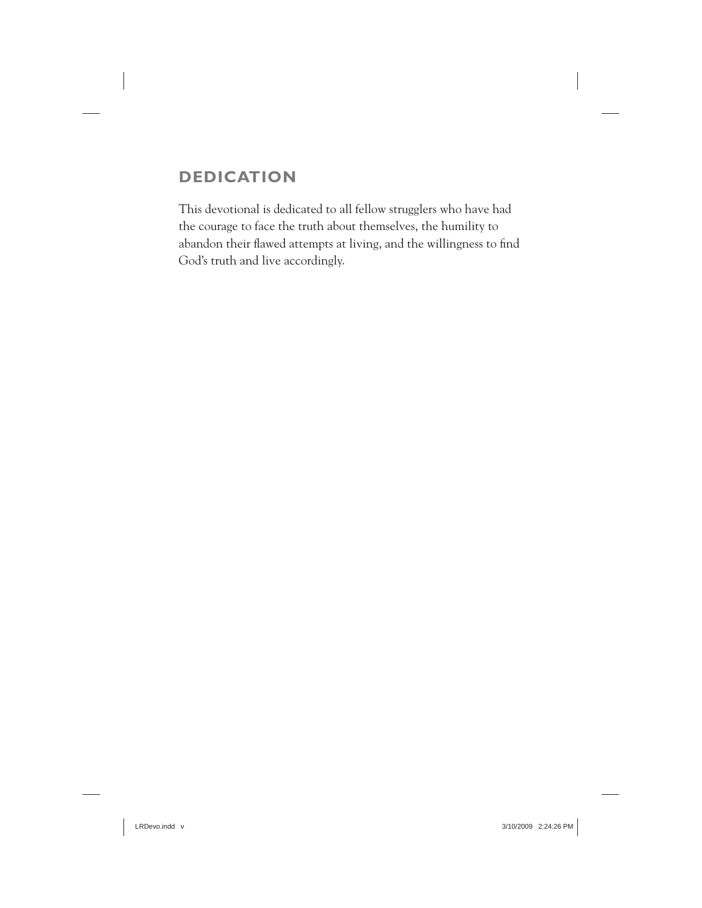## DEDICATION

This devotional is dedicated to all fellow strugglers who have had the courage to face the truth about themselves, the humility to abandon their flawed attempts at living, and the willingness to find God's truth and live accordingly.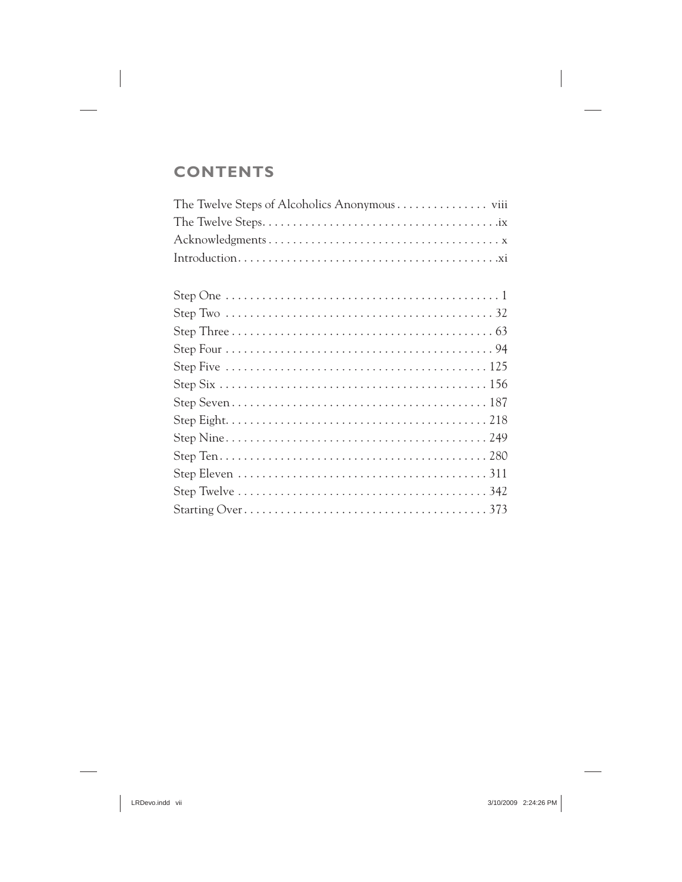# CONTENTS

The Twelve Steps of Alcoholics Anonymous . . . . . . . . . . . . . . . viii
The Twelve Steps. . . . . . . . . . . . . . . . . . . . . . . . . . . . . . . . . . . . . . .ix
Acknowledgments . . . . . . . . . . . . . . . . . . . . . . . . . . . . . . . . . . . . . . x
Introduction. . . . . . . . . . . . . . . . . . . . . . . . . . . . . . . . . . . . . . . . . . .xi

Step One . . . . . . . . . . . . . . . . . . . . . . . . . . . . . . . . . . . . . . . . . . . . . 1
Step Two . . . . . . . . . . . . . . . . . . . . . . . . . . . . . . . . . . . . . . . . . . . . 32
Step Three . . . . . . . . . . . . . . . . . . . . . . . . . . . . . . . . . . . . . . . . . . 63
Step Four . . . . . . . . . . . . . . . . . . . . . . . . . . . . . . . . . . . . . . . . . . . 94
Step Five . . . . . . . . . . . . . . . . . . . . . . . . . . . . . . . . . . . . . . . . . . 125
Step Six . . . . . . . . . . . . . . . . . . . . . . . . . . . . . . . . . . . . . . . . . . . 156
Step Seven . . . . . . . . . . . . . . . . . . . . . . . . . . . . . . . . . . . . . . . . . 187
Step Eight. . . . . . . . . . . . . . . . . . . . . . . . . . . . . . . . . . . . . . . . . . 218
Step Nine . . . . . . . . . . . . . . . . . . . . . . . . . . . . . . . . . . . . . . . . . . 249
Step Ten . . . . . . . . . . . . . . . . . . . . . . . . . . . . . . . . . . . . . . . . . . . 280
Step Eleven . . . . . . . . . . . . . . . . . . . . . . . . . . . . . . . . . . . . . . . . 311
Step Twelve . . . . . . . . . . . . . . . . . . . . . . . . . . . . . . . . . . . . . . . . 342
Starting Over . . . . . . . . . . . . . . . . . . . . . . . . . . . . . . . . . . . . . . . 373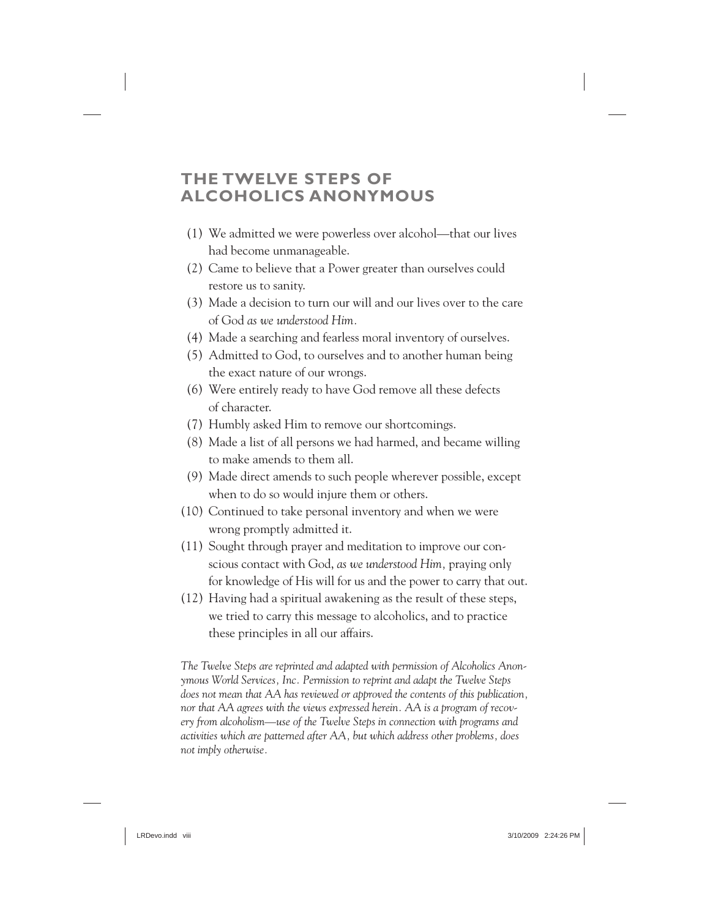# THE TWELVE STEPS OF ALCOHOLICS ANONYMOUS

(1) We admitted we were powerless over alcohol—that our lives had become unmanageable.

(2) Came to believe that a Power greater than ourselves could restore us to sanity.

(3) Made a decision to turn our will and our lives over to the care of God *as we understood Him.*

(4) Made a searching and fearless moral inventory of ourselves.

(5) Admitted to God, to ourselves and to another human being the exact nature of our wrongs.

(6) Were entirely ready to have God remove all these defects of character.

(7) Humbly asked Him to remove our shortcomings.

(8) Made a list of all persons we had harmed, and became willing to make amends to them all.

(9) Made direct amends to such people wherever possible, except when to do so would injure them or others.

(10) Continued to take personal inventory and when we were wrong promptly admitted it.

(11) Sought through prayer and meditation to improve our conscious contact with God, *as we understood Him,* praying only for knowledge of His will for us and the power to carry that out.

(12) Having had a spiritual awakening as the result of these steps, we tried to carry this message to alcoholics, and to practice these principles in all our affairs.

*The Twelve Steps are reprinted and adapted with permission of Alcoholics Anonymous World Services, Inc. Permission to reprint and adapt the Twelve Steps does not mean that AA has reviewed or approved the contents of this publication, nor that AA agrees with the views expressed herein. AA is a program of recovery from alcoholism—use of the Twelve Steps in connection with programs and activities which are patterned after AA, but which address other problems, does not imply otherwise.*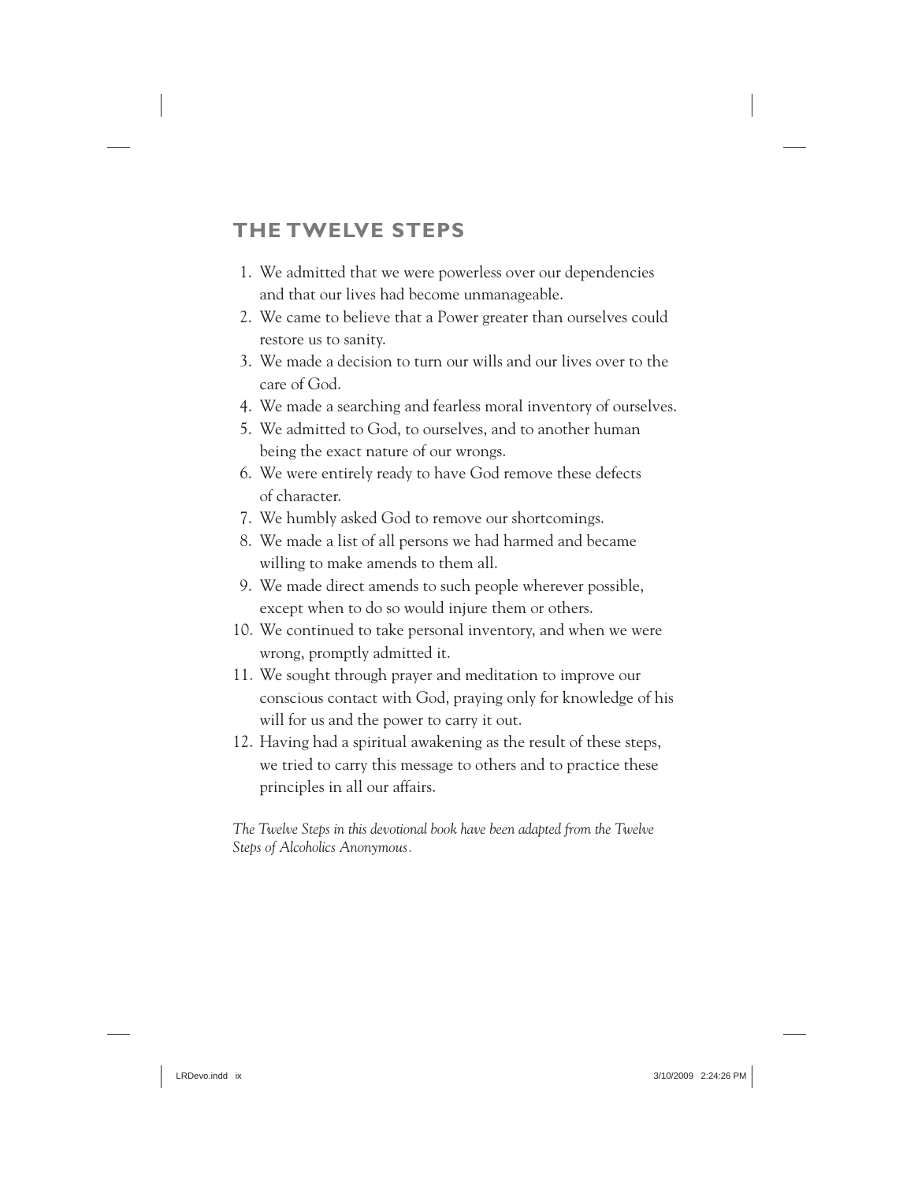## THE TWELVE STEPS

1. We admitted that we were powerless over our dependencies and that our lives had become unmanageable.
2. We came to believe that a Power greater than ourselves could restore us to sanity.
3. We made a decision to turn our wills and our lives over to the care of God.
4. We made a searching and fearless moral inventory of ourselves.
5. We admitted to God, to ourselves, and to another human being the exact nature of our wrongs.
6. We were entirely ready to have God remove these defects of character.
7. We humbly asked God to remove our shortcomings.
8. We made a list of all persons we had harmed and became willing to make amends to them all.
9. We made direct amends to such people wherever possible, except when to do so would injure them or others.
10. We continued to take personal inventory, and when we were wrong, promptly admitted it.
11. We sought through prayer and meditation to improve our conscious contact with God, praying only for knowledge of his will for us and the power to carry it out.
12. Having had a spiritual awakening as the result of these steps, we tried to carry this message to others and to practice these principles in all our affairs.

*The Twelve Steps in this devotional book have been adapted from the Twelve Steps of Alcoholics Anonymous.*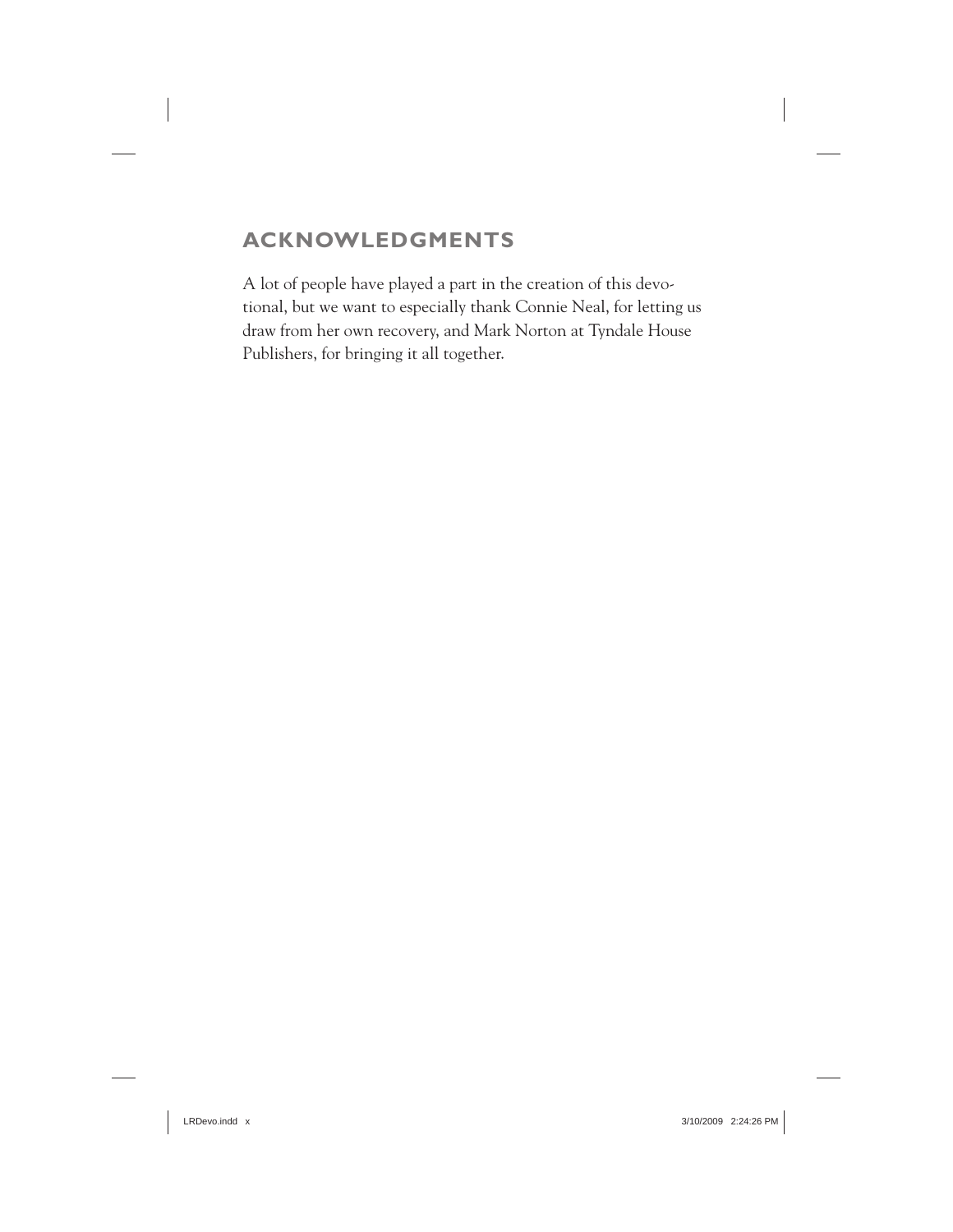## ACKNOWLEDGMENTS

A lot of people have played a part in the creation of this devotional, but we want to especially thank Connie Neal, for letting us draw from her own recovery, and Mark Norton at Tyndale House Publishers, for bringing it all together.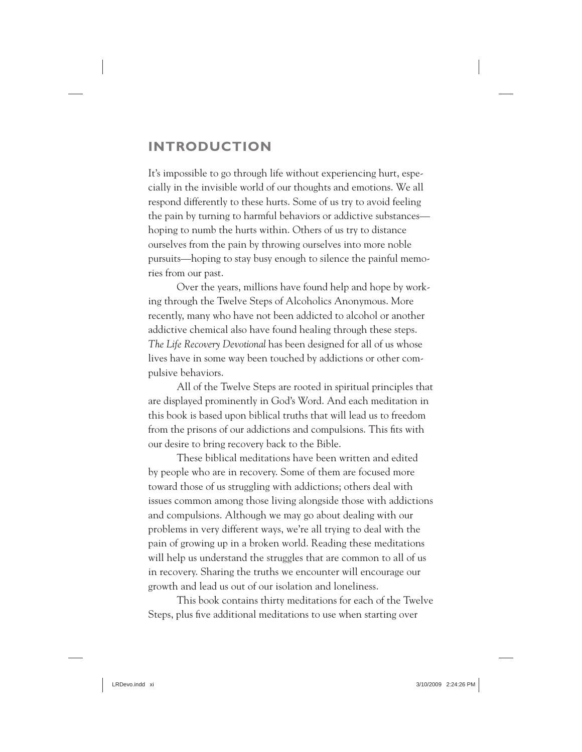# INTRODUCTION

It's impossible to go through life without experiencing hurt, especially in the invisible world of our thoughts and emotions. We all respond differently to these hurts. Some of us try to avoid feeling the pain by turning to harmful behaviors or addictive substances—hoping to numb the hurts within. Others of us try to distance ourselves from the pain by throwing ourselves into more noble pursuits—hoping to stay busy enough to silence the painful memories from our past.

Over the years, millions have found help and hope by working through the Twelve Steps of Alcoholics Anonymous. More recently, many who have not been addicted to alcohol or another addictive chemical also have found healing through these steps. *The Life Recovery Devotional* has been designed for all of us whose lives have in some way been touched by addictions or other compulsive behaviors.

All of the Twelve Steps are rooted in spiritual principles that are displayed prominently in God's Word. And each meditation in this book is based upon biblical truths that will lead us to freedom from the prisons of our addictions and compulsions. This fits with our desire to bring recovery back to the Bible.

These biblical meditations have been written and edited by people who are in recovery. Some of them are focused more toward those of us struggling with addictions; others deal with issues common among those living alongside those with addictions and compulsions. Although we may go about dealing with our problems in very different ways, we're all trying to deal with the pain of growing up in a broken world. Reading these meditations will help us understand the struggles that are common to all of us in recovery. Sharing the truths we encounter will encourage our growth and lead us out of our isolation and loneliness.

This book contains thirty meditations for each of the Twelve Steps, plus five additional meditations to use when starting over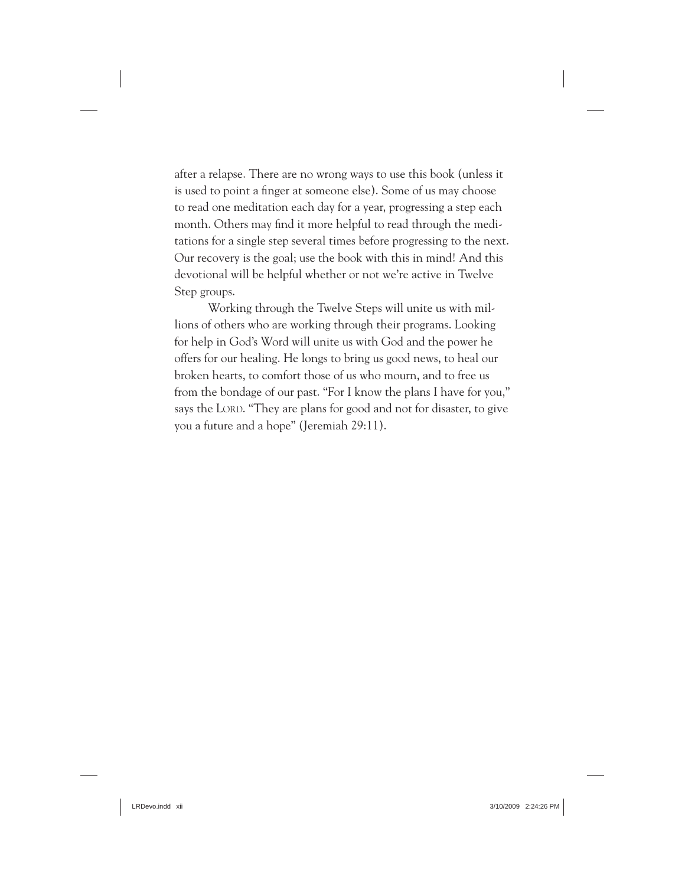after a relapse. There are no wrong ways to use this book (unless it is used to point a finger at someone else). Some of us may choose to read one meditation each day for a year, progressing a step each month. Others may find it more helpful to read through the meditations for a single step several times before progressing to the next. Our recovery is the goal; use the book with this in mind! And this devotional will be helpful whether or not we're active in Twelve Step groups.

Working through the Twelve Steps will unite us with millions of others who are working through their programs. Looking for help in God's Word will unite us with God and the power he offers for our healing. He longs to bring us good news, to heal our broken hearts, to comfort those of us who mourn, and to free us from the bondage of our past. "For I know the plans I have for you," says the LORD. "They are plans for good and not for disaster, to give you a future and a hope" (Jeremiah 29:11).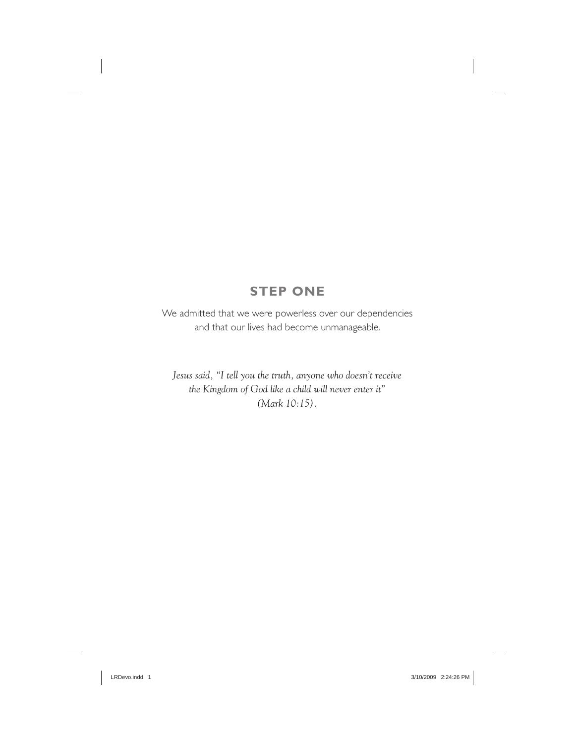# STEP ONE

We admitted that we were powerless over our dependencies and that our lives had become unmanageable.

*Jesus said, "I tell you the truth, anyone who doesn't receive the Kingdom of God like a child will never enter it" (Mark 10:15).*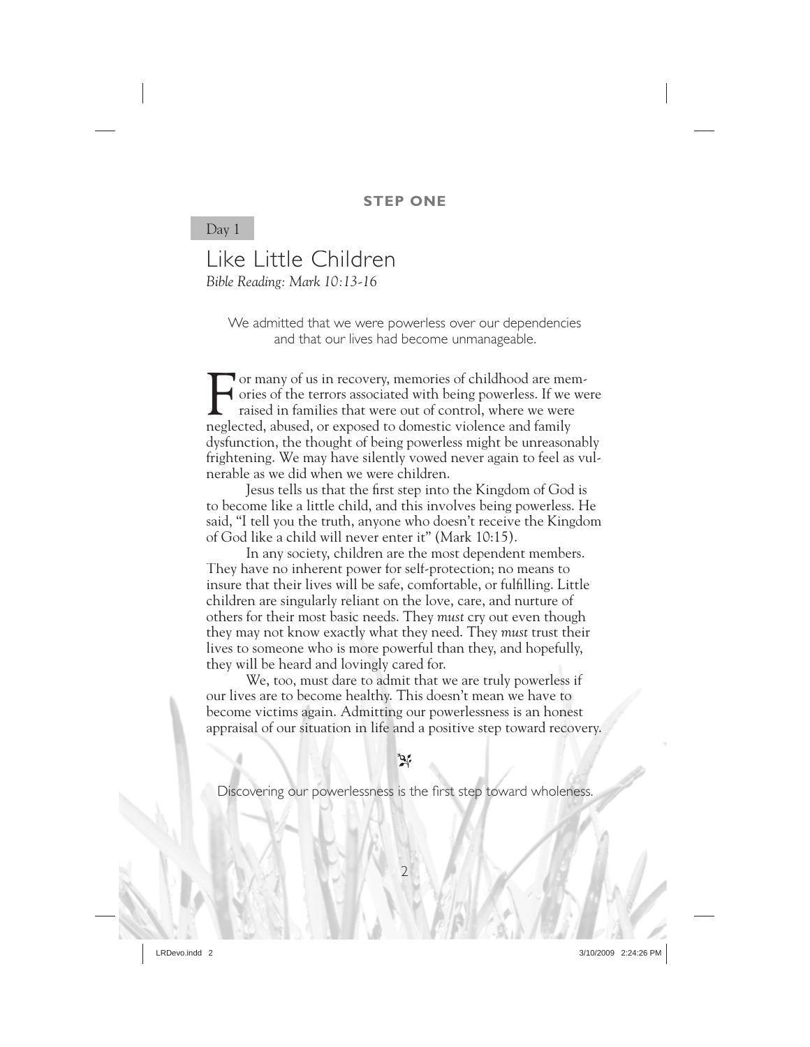**STEP ONE**

Day 1

# Like Little Children

*Bible Reading: Mark 10:13-16*

We admitted that we were powerless over our dependencies and that our lives had become unmanageable.

For many of us in recovery, memories of childhood are memories of the terrors associated with being powerless. If we were raised in families that were out of control, where we were neglected, abused, or exposed to domestic violence and family dysfunction, the thought of being powerless might be unreasonably frightening. We may have silently vowed never again to feel as vulnerable as we did when we were children.

Jesus tells us that the first step into the Kingdom of God is to become like a little child, and this involves being powerless. He said, "I tell you the truth, anyone who doesn't receive the Kingdom of God like a child will never enter it" (Mark 10:15).

In any society, children are the most dependent members. They have no inherent power for self-protection; no means to insure that their lives will be safe, comfortable, or fulfilling. Little children are singularly reliant on the love, care, and nurture of others for their most basic needs. They *must* cry out even though they may not know exactly what they need. They *must* trust their lives to someone who is more powerful than they, and hopefully, they will be heard and lovingly cared for.

We, too, must dare to admit that we are truly powerless if our lives are to become healthy. This doesn't mean we have to become victims again. Admitting our powerlessness is an honest appraisal of our situation in life and a positive step toward recovery.

Discovering our powerlessness is the first step toward wholeness.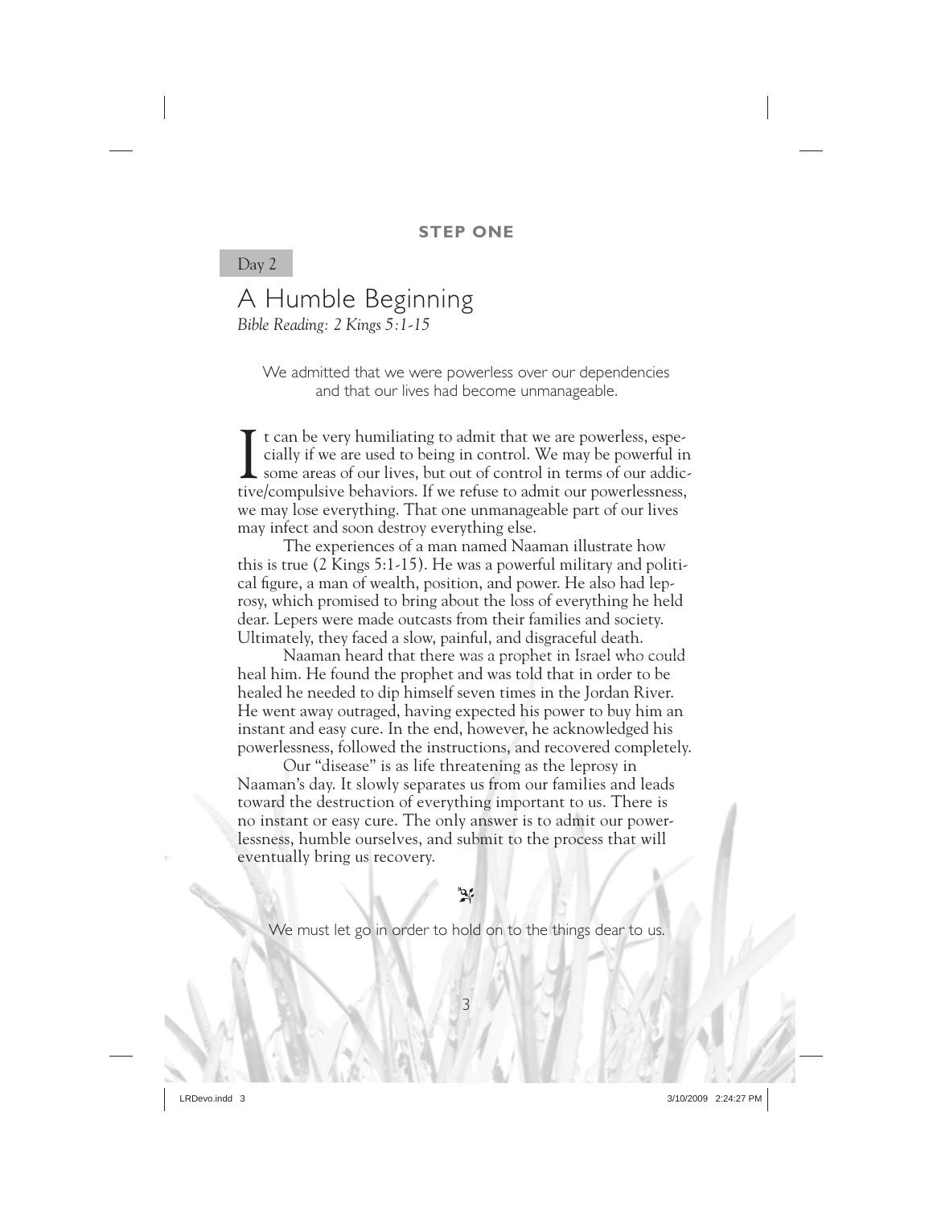**STEP ONE**

Day 2

# A Humble Beginning

*Bible Reading: 2 Kings 5:1-15*

We admitted that we were powerless over our dependencies and that our lives had become unmanageable.

It can be very humiliating to admit that we are powerless, especially if we are used to being in control. We may be powerful in some areas of our lives, but out of control in terms of our addictive/compulsive behaviors. If we refuse to admit our powerlessness, we may lose everything. That one unmanageable part of our lives may infect and soon destroy everything else.

The experiences of a man named Naaman illustrate how this is true (2 Kings 5:1-15). He was a powerful military and political figure, a man of wealth, position, and power. He also had leprosy, which promised to bring about the loss of everything he held dear. Lepers were made outcasts from their families and society. Ultimately, they faced a slow, painful, and disgraceful death.

Naaman heard that there was a prophet in Israel who could heal him. He found the prophet and was told that in order to be healed he needed to dip himself seven times in the Jordan River. He went away outraged, having expected his power to buy him an instant and easy cure. In the end, however, he acknowledged his powerlessness, followed the instructions, and recovered completely.

Our "disease" is as life threatening as the leprosy in Naaman's day. It slowly separates us from our families and leads toward the destruction of everything important to us. There is no instant or easy cure. The only answer is to admit our powerlessness, humble ourselves, and submit to the process that will eventually bring us recovery.

We must let go in order to hold on to the things dear to us.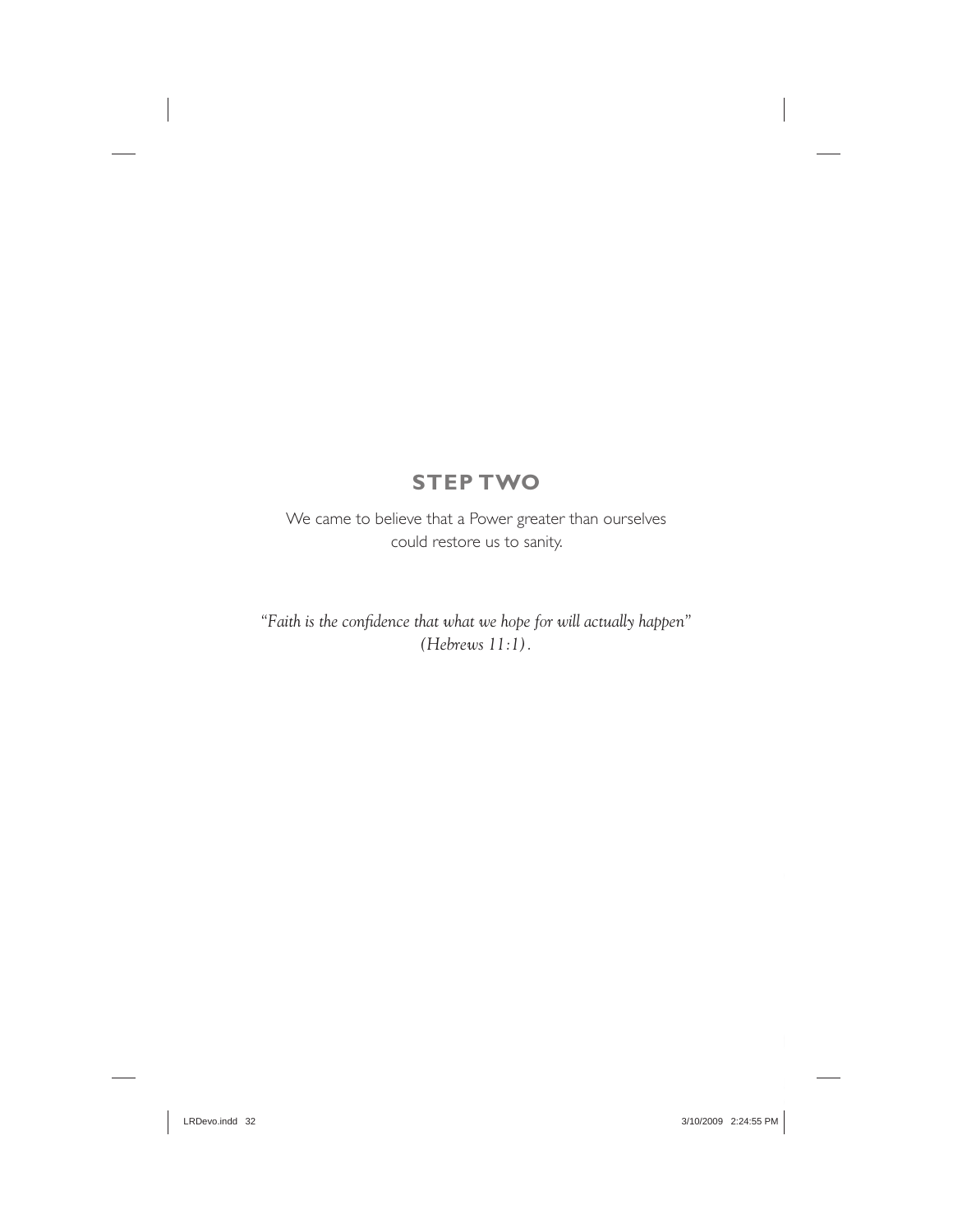## STEP TWO

We came to believe that a Power greater than ourselves could restore us to sanity.

*"Faith is the confidence that what we hope for will actually happen" (Hebrews 11:1).*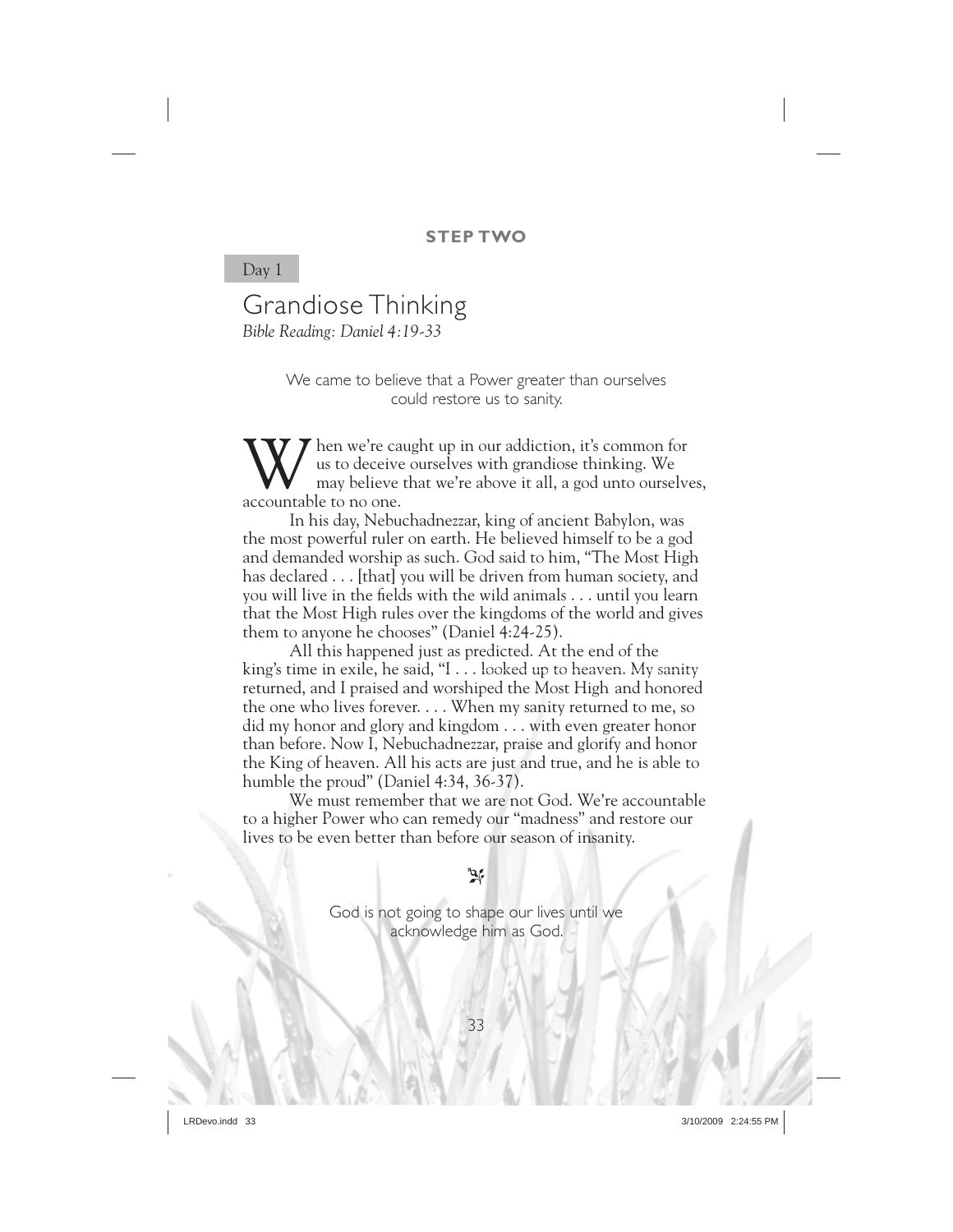**STEP TWO**

Day 1

# Grandiose Thinking

*Bible Reading: Daniel 4:19-33*

We came to believe that a Power greater than ourselves could restore us to sanity.

When we're caught up in our addiction, it's common for us to deceive ourselves with grandiose thinking. We may believe that we're above it all, a god unto ourselves, accountable to no one.

In his day, Nebuchadnezzar, king of ancient Babylon, was the most powerful ruler on earth. He believed himself to be a god and demanded worship as such. God said to him, "The Most High has declared . . . [that] you will be driven from human society, and you will live in the fields with the wild animals . . . until you learn that the Most High rules over the kingdoms of the world and gives them to anyone he chooses" (Daniel 4:24-25).

All this happened just as predicted. At the end of the king's time in exile, he said, "I . . . looked up to heaven. My sanity returned, and I praised and worshiped the Most High and honored the one who lives forever. . . . When my sanity returned to me, so did my honor and glory and kingdom . . . with even greater honor than before. Now I, Nebuchadnezzar, praise and glorify and honor the King of heaven. All his acts are just and true, and he is able to humble the proud" (Daniel 4:34, 36-37).

We must remember that we are not God. We're accountable to a higher Power who can remedy our "madness" and restore our lives to be even better than before our season of insanity.

God is not going to shape our lives until we acknowledge him as God.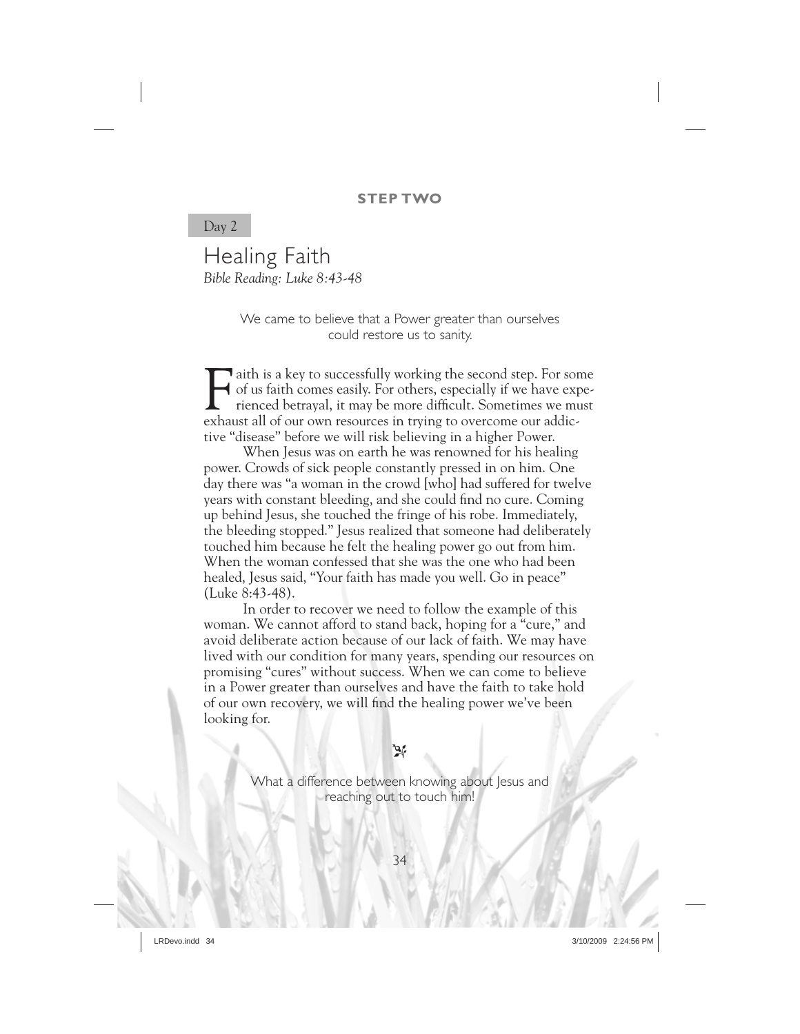**STEP TWO**

Day 2

# Healing Faith

*Bible Reading: Luke 8:43-48*

We came to believe that a Power greater than ourselves could restore us to sanity.

Faith is a key to successfully working the second step. For some of us faith comes easily. For others, especially if we have experienced betrayal, it may be more difficult. Sometimes we must exhaust all of our own resources in trying to overcome our addictive "disease" before we will risk believing in a higher Power.

When Jesus was on earth he was renowned for his healing power. Crowds of sick people constantly pressed in on him. One day there was "a woman in the crowd [who] had suffered for twelve years with constant bleeding, and she could find no cure. Coming up behind Jesus, she touched the fringe of his robe. Immediately, the bleeding stopped." Jesus realized that someone had deliberately touched him because he felt the healing power go out from him. When the woman confessed that she was the one who had been healed, Jesus said, "Your faith has made you well. Go in peace" (Luke 8:43-48).

In order to recover we need to follow the example of this woman. We cannot afford to stand back, hoping for a "cure," and avoid deliberate action because of our lack of faith. We may have lived with our condition for many years, spending our resources on promising "cures" without success. When we can come to believe in a Power greater than ourselves and have the faith to take hold of our own recovery, we will find the healing power we've been looking for.

What a difference between knowing about Jesus and reaching out to touch him!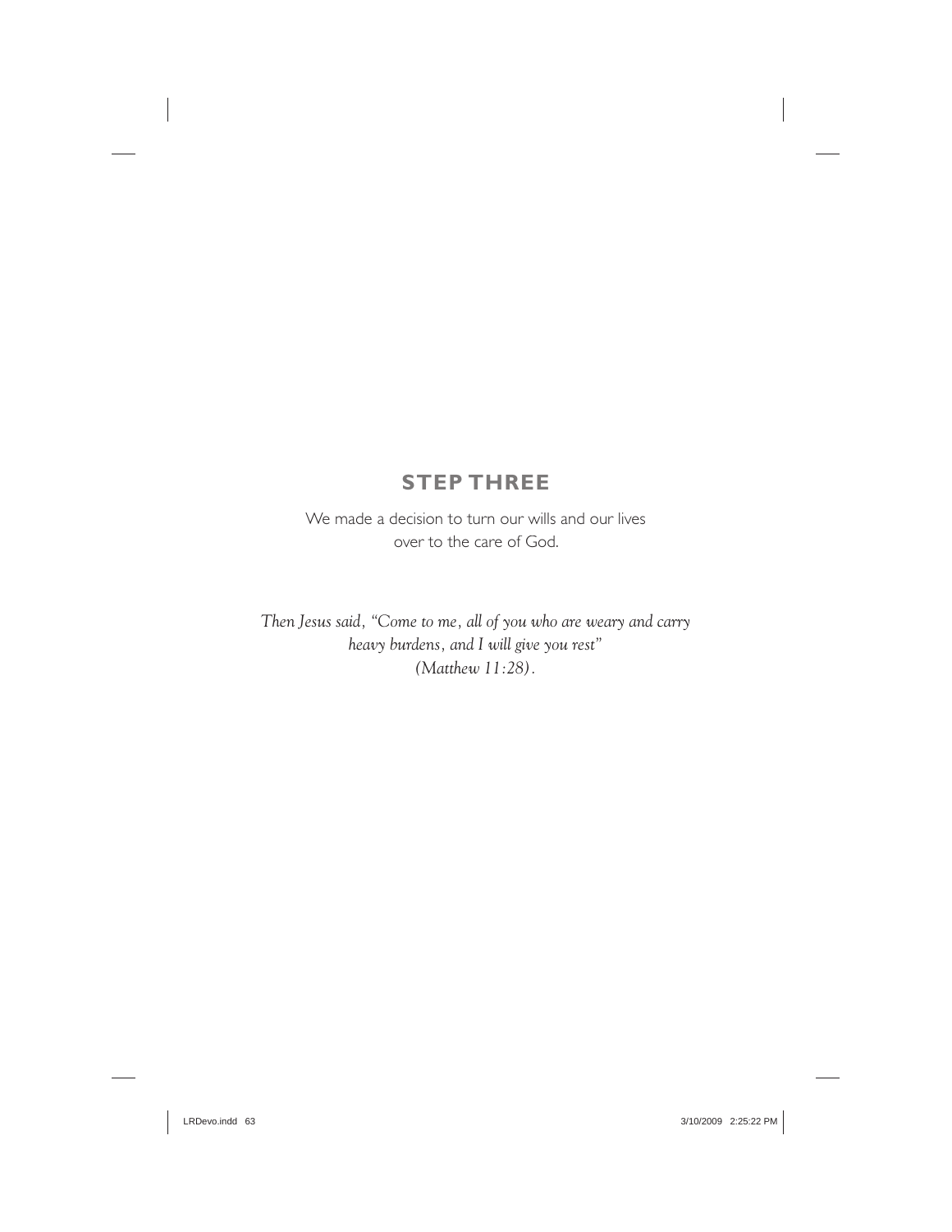## STEP THREE

We made a decision to turn our wills and our lives over to the care of God.

*Then Jesus said, "Come to me, all of you who are weary and carry heavy burdens, and I will give you rest" (Matthew 11:28).*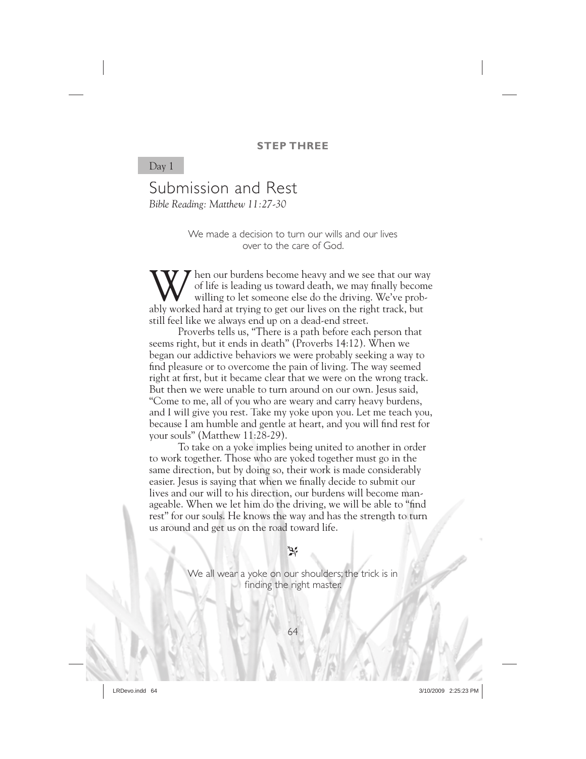**STEP THREE**

Day 1

# Submission and Rest

*Bible Reading: Matthew 11:27-30*

We made a decision to turn our wills and our lives over to the care of God.

When our burdens become heavy and we see that our way of life is leading us toward death, we may finally become willing to let someone else do the driving. We've probably worked hard at trying to get our lives on the right track, but still feel like we always end up on a dead-end street.

Proverbs tells us, "There is a path before each person that seems right, but it ends in death" (Proverbs 14:12). When we began our addictive behaviors we were probably seeking a way to find pleasure or to overcome the pain of living. The way seemed right at first, but it became clear that we were on the wrong track. But then we were unable to turn around on our own. Jesus said, "Come to me, all of you who are weary and carry heavy burdens, and I will give you rest. Take my yoke upon you. Let me teach you, because I am humble and gentle at heart, and you will find rest for your souls" (Matthew 11:28-29).

To take on a yoke implies being united to another in order to work together. Those who are yoked together must go in the same direction, but by doing so, their work is made considerably easier. Jesus is saying that when we finally decide to submit our lives and our will to his direction, our burdens will become manageable. When we let him do the driving, we will be able to "find rest" for our souls. He knows the way and has the strength to turn us around and get us on the road toward life.

We all wear a yoke on our shoulders; the trick is in finding the right master.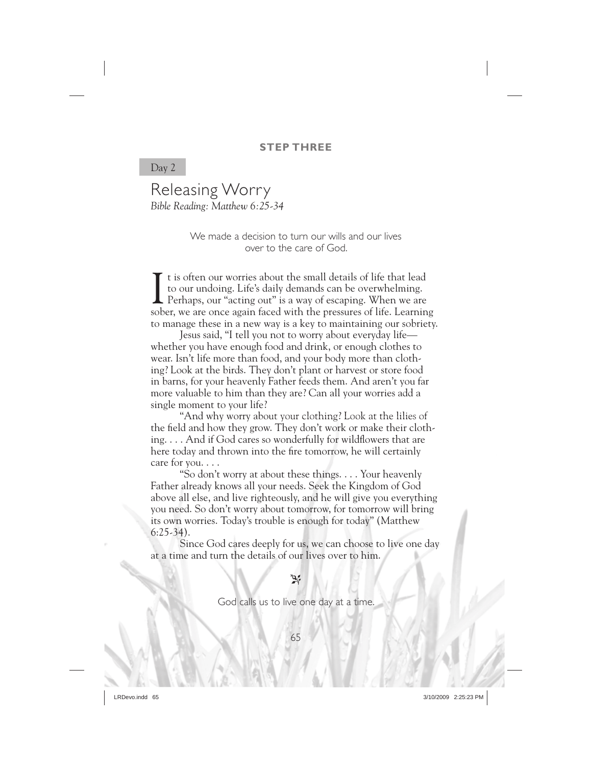**STEP THREE**

Day 2

# Releasing Worry

*Bible Reading: Matthew 6:25-34*

We made a decision to turn our wills and our lives over to the care of God.

It is often our worries about the small details of life that lead to our undoing. Life's daily demands can be overwhelming. Perhaps, our "acting out" is a way of escaping. When we are sober, we are once again faced with the pressures of life. Learning to manage these in a new way is a key to maintaining our sobriety.

Jesus said, "I tell you not to worry about everyday life—whether you have enough food and drink, or enough clothes to wear. Isn't life more than food, and your body more than clothing? Look at the birds. They don't plant or harvest or store food in barns, for your heavenly Father feeds them. And aren't you far more valuable to him than they are? Can all your worries add a single moment to your life?

"And why worry about your clothing? Look at the lilies of the field and how they grow. They don't work or make their clothing. . . . And if God cares so wonderfully for wildflowers that are here today and thrown into the fire tomorrow, he will certainly care for you. . . .

"So don't worry at about these things. . . . Your heavenly Father already knows all your needs. Seek the Kingdom of God above all else, and live righteously, and he will give you everything you need. So don't worry about tomorrow, for tomorrow will bring its own worries. Today's trouble is enough for today" (Matthew 6:25-34).

Since God cares deeply for us, we can choose to live one day at a time and turn the details of our lives over to him.

God calls us to live one day at a time.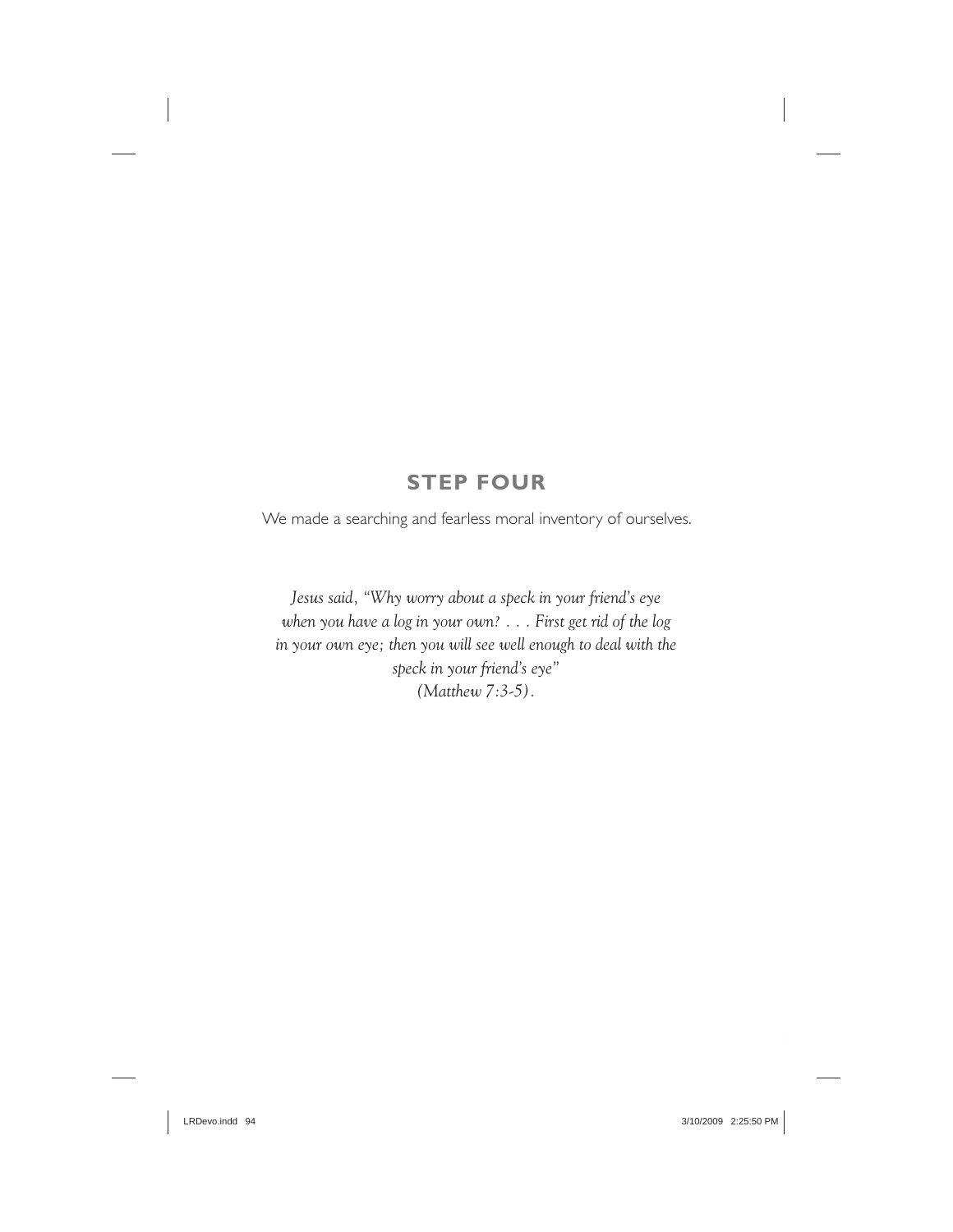## STEP FOUR

We made a searching and fearless moral inventory of ourselves.

*Jesus said, "Why worry about a speck in your friend's eye when you have a log in your own? . . . First get rid of the log in your own eye; then you will see well enough to deal with the speck in your friend's eye" (Matthew 7:3-5).*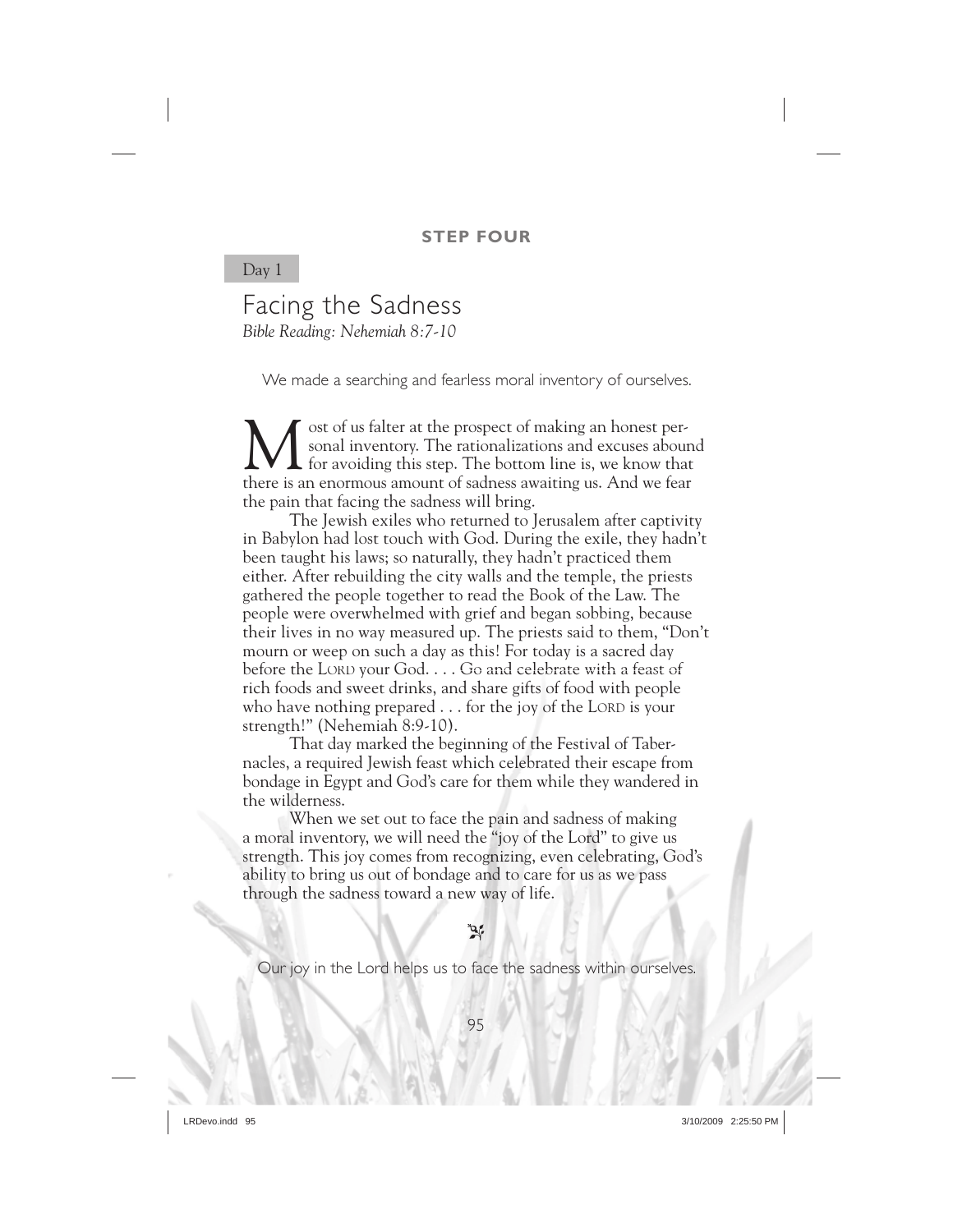**STEP FOUR**

Day 1

# Facing the Sadness

*Bible Reading: Nehemiah 8:7-10*

We made a searching and fearless moral inventory of ourselves.

Most of us falter at the prospect of making an honest personal inventory. The rationalizations and excuses abound for avoiding this step. The bottom line is, we know that there is an enormous amount of sadness awaiting us. And we fear the pain that facing the sadness will bring.

The Jewish exiles who returned to Jerusalem after captivity in Babylon had lost touch with God. During the exile, they hadn't been taught his laws; so naturally, they hadn't practiced them either. After rebuilding the city walls and the temple, the priests gathered the people together to read the Book of the Law. The people were overwhelmed with grief and began sobbing, because their lives in no way measured up. The priests said to them, "Don't mourn or weep on such a day as this! For today is a sacred day before the LORD your God. . . . Go and celebrate with a feast of rich foods and sweet drinks, and share gifts of food with people who have nothing prepared . . . for the joy of the LORD is your strength!" (Nehemiah 8:9-10).

That day marked the beginning of the Festival of Tabernacles, a required Jewish feast which celebrated their escape from bondage in Egypt and God's care for them while they wandered in the wilderness.

When we set out to face the pain and sadness of making a moral inventory, we will need the "joy of the Lord" to give us strength. This joy comes from recognizing, even celebrating, God's ability to bring us out of bondage and to care for us as we pass through the sadness toward a new way of life.

Our joy in the Lord helps us to face the sadness within ourselves.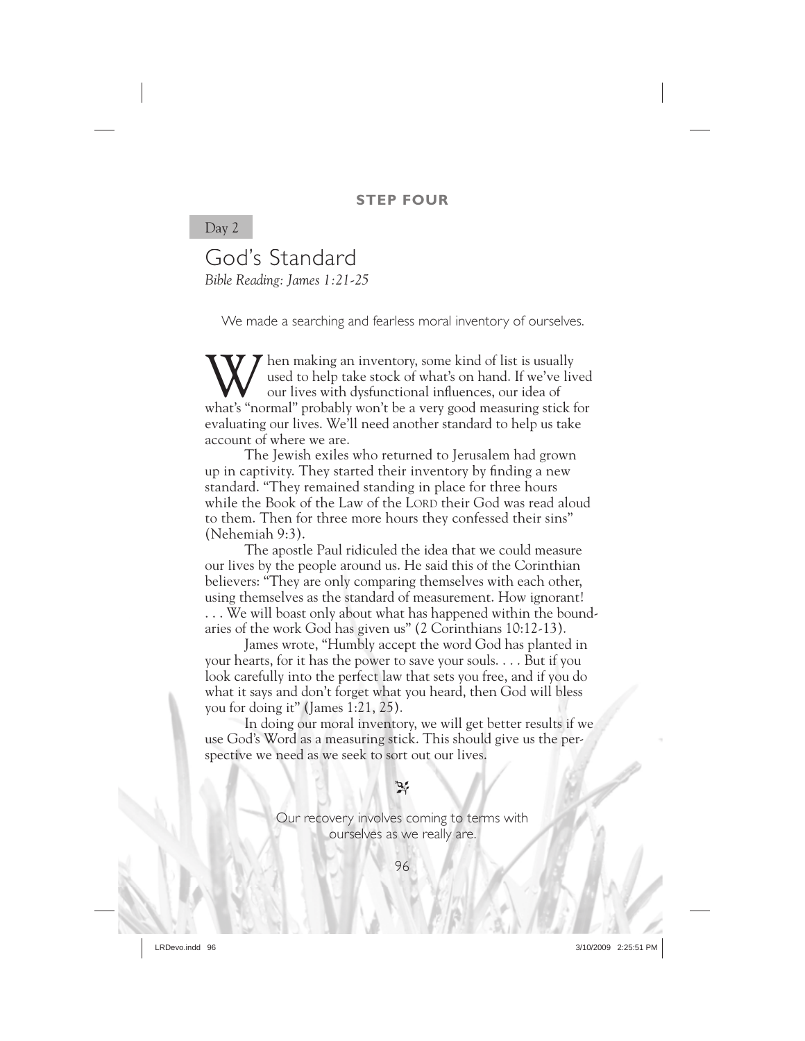## STEP FOUR

Day 2

# God's Standard

*Bible Reading: James 1:21-25*

We made a searching and fearless moral inventory of ourselves.

When making an inventory, some kind of list is usually used to help take stock of what's on hand. If we've lived our lives with dysfunctional influences, our idea of what's "normal" probably won't be a very good measuring stick for evaluating our lives. We'll need another standard to help us take account of where we are.

The Jewish exiles who returned to Jerusalem had grown up in captivity. They started their inventory by finding a new standard. "They remained standing in place for three hours while the Book of the Law of the LORD their God was read aloud to them. Then for three more hours they confessed their sins" (Nehemiah 9:3).

The apostle Paul ridiculed the idea that we could measure our lives by the people around us. He said this of the Corinthian believers: "They are only comparing themselves with each other, using themselves as the standard of measurement. How ignorant! . . . We will boast only about what has happened within the boundaries of the work God has given us" (2 Corinthians 10:12-13).

James wrote, "Humbly accept the word God has planted in your hearts, for it has the power to save your souls. . . . But if you look carefully into the perfect law that sets you free, and if you do what it says and don't forget what you heard, then God will bless you for doing it" (James 1:21, 25).

In doing our moral inventory, we will get better results if we use God's Word as a measuring stick. This should give us the perspective we need as we seek to sort out our lives.

Our recovery involves coming to terms with ourselves as we really are.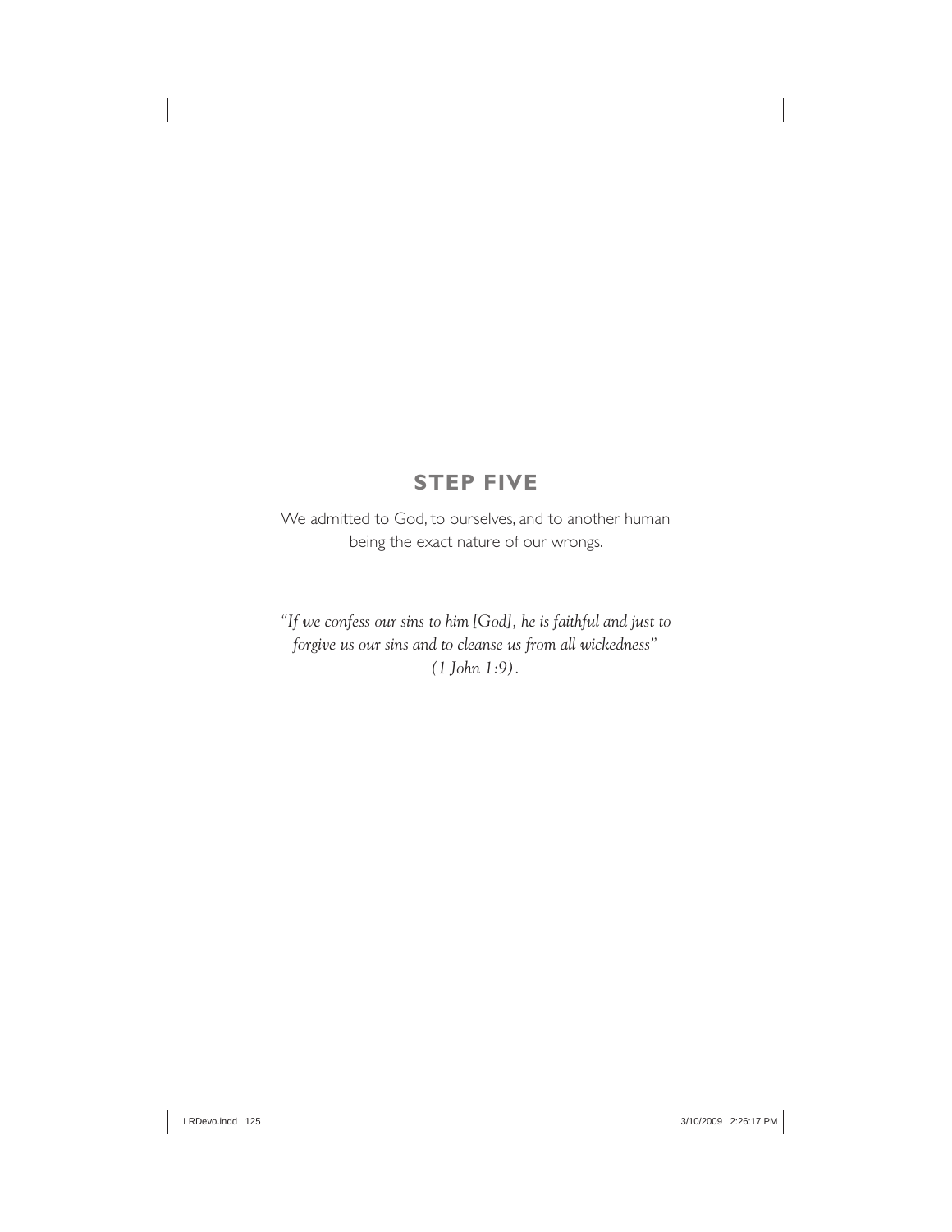## STEP FIVE

We admitted to God, to ourselves, and to another human being the exact nature of our wrongs.

*"If we confess our sins to him [God], he is faithful and just to forgive us our sins and to cleanse us from all wickedness" (1 John 1:9).*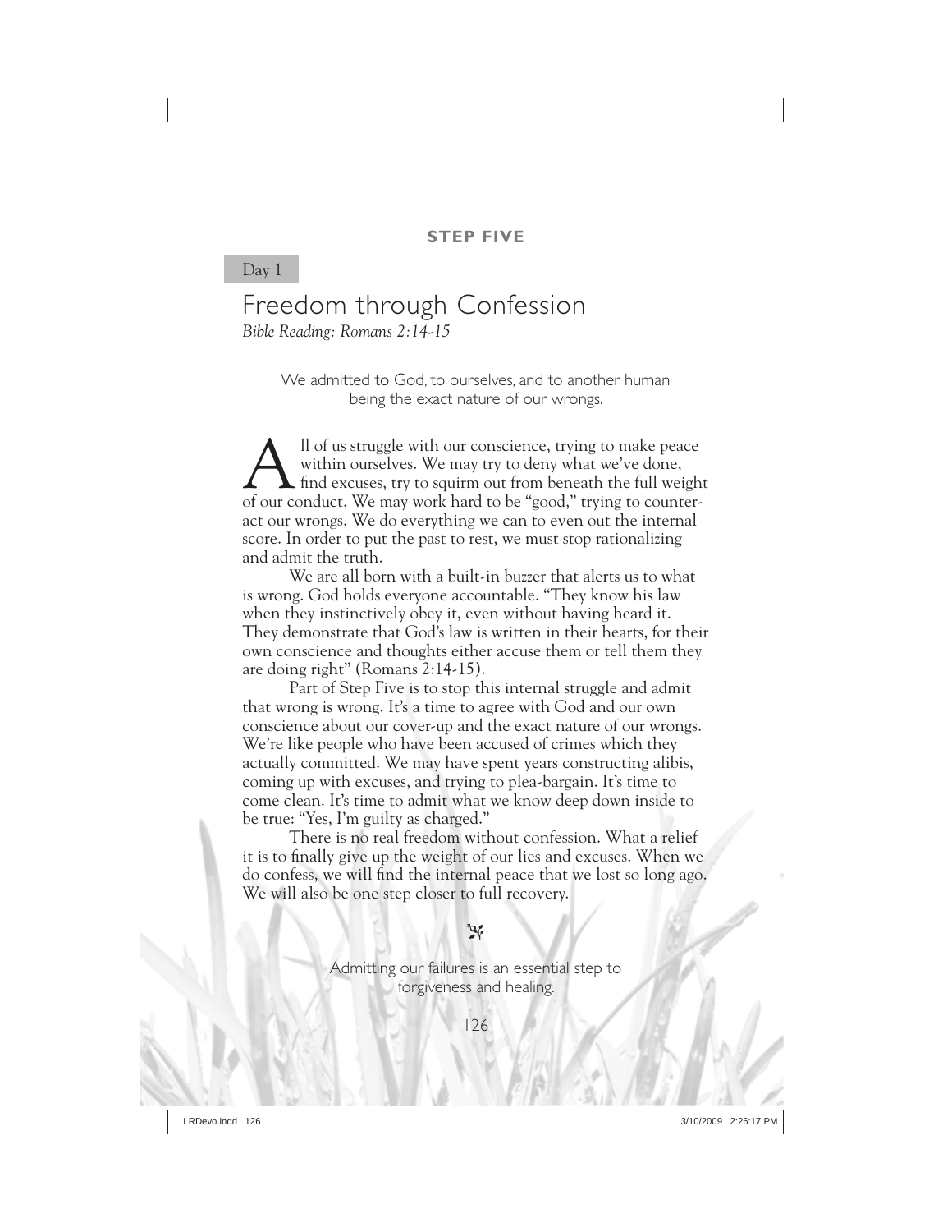**STEP FIVE**

Day 1

# Freedom through Confession

*Bible Reading: Romans 2:14-15*

We admitted to God, to ourselves, and to another human being the exact nature of our wrongs.

All of us struggle with our conscience, trying to make peace within ourselves. We may try to deny what we've done, find excuses, try to squirm out from beneath the full weight of our conduct. We may work hard to be "good," trying to counteract our wrongs. We do everything we can to even out the internal score. In order to put the past to rest, we must stop rationalizing and admit the truth.

We are all born with a built-in buzzer that alerts us to what is wrong. God holds everyone accountable. "They know his law when they instinctively obey it, even without having heard it. They demonstrate that God's law is written in their hearts, for their own conscience and thoughts either accuse them or tell them they are doing right" (Romans 2:14-15).

Part of Step Five is to stop this internal struggle and admit that wrong is wrong. It's a time to agree with God and our own conscience about our cover-up and the exact nature of our wrongs. We're like people who have been accused of crimes which they actually committed. We may have spent years constructing alibis, coming up with excuses, and trying to plea-bargain. It's time to come clean. It's time to admit what we know deep down inside to be true: "Yes, I'm guilty as charged."

There is no real freedom without confession. What a relief it is to finally give up the weight of our lies and excuses. When we do confess, we will find the internal peace that we lost so long ago. We will also be one step closer to full recovery.

Admitting our failures is an essential step to forgiveness and healing.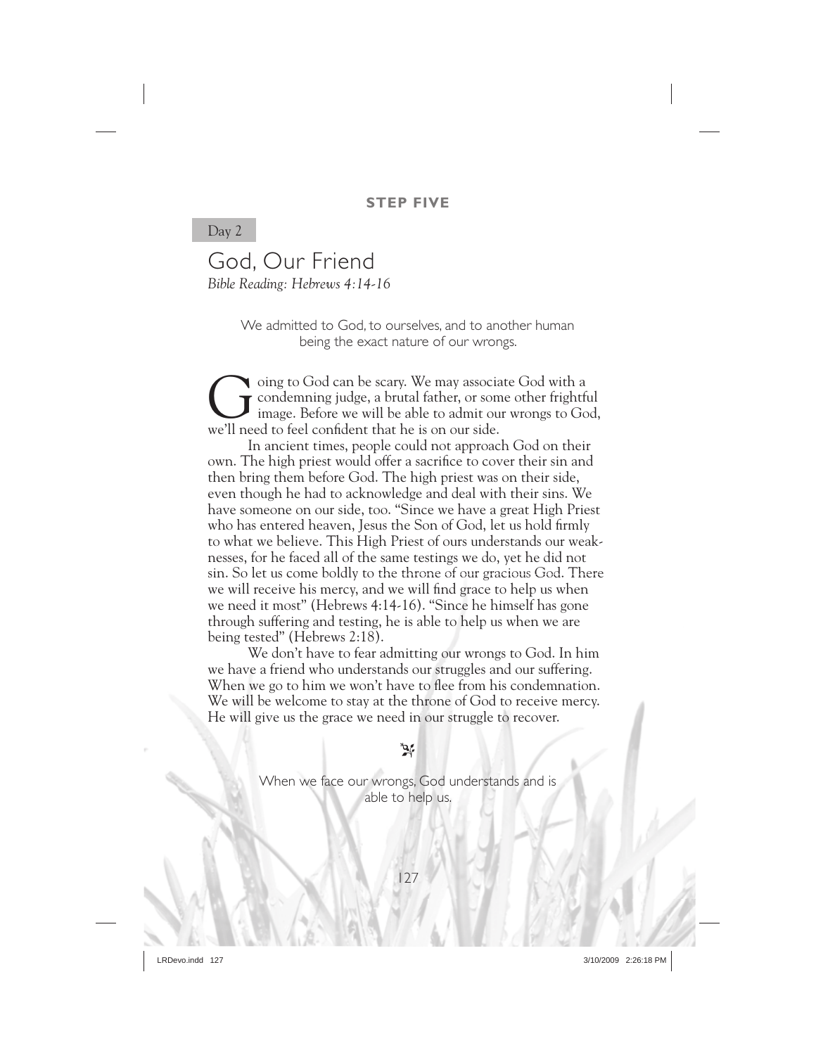**STEP FIVE**

Day 2

# God, Our Friend

*Bible Reading: Hebrews 4:14-16*

We admitted to God, to ourselves, and to another human being the exact nature of our wrongs.

Going to God can be scary. We may associate God with a condemning judge, a brutal father, or some other frightful image. Before we will be able to admit our wrongs to God, we'll need to feel confident that he is on our side.

In ancient times, people could not approach God on their own. The high priest would offer a sacrifice to cover their sin and then bring them before God. The high priest was on their side, even though he had to acknowledge and deal with their sins. We have someone on our side, too. "Since we have a great High Priest who has entered heaven, Jesus the Son of God, let us hold firmly to what we believe. This High Priest of ours understands our weaknesses, for he faced all of the same testings we do, yet he did not sin. So let us come boldly to the throne of our gracious God. There we will receive his mercy, and we will find grace to help us when we need it most" (Hebrews 4:14-16). "Since he himself has gone through suffering and testing, he is able to help us when we are being tested" (Hebrews 2:18).

We don't have to fear admitting our wrongs to God. In him we have a friend who understands our struggles and our suffering. When we go to him we won't have to flee from his condemnation. We will be welcome to stay at the throne of God to receive mercy. He will give us the grace we need in our struggle to recover.

When we face our wrongs, God understands and is able to help us.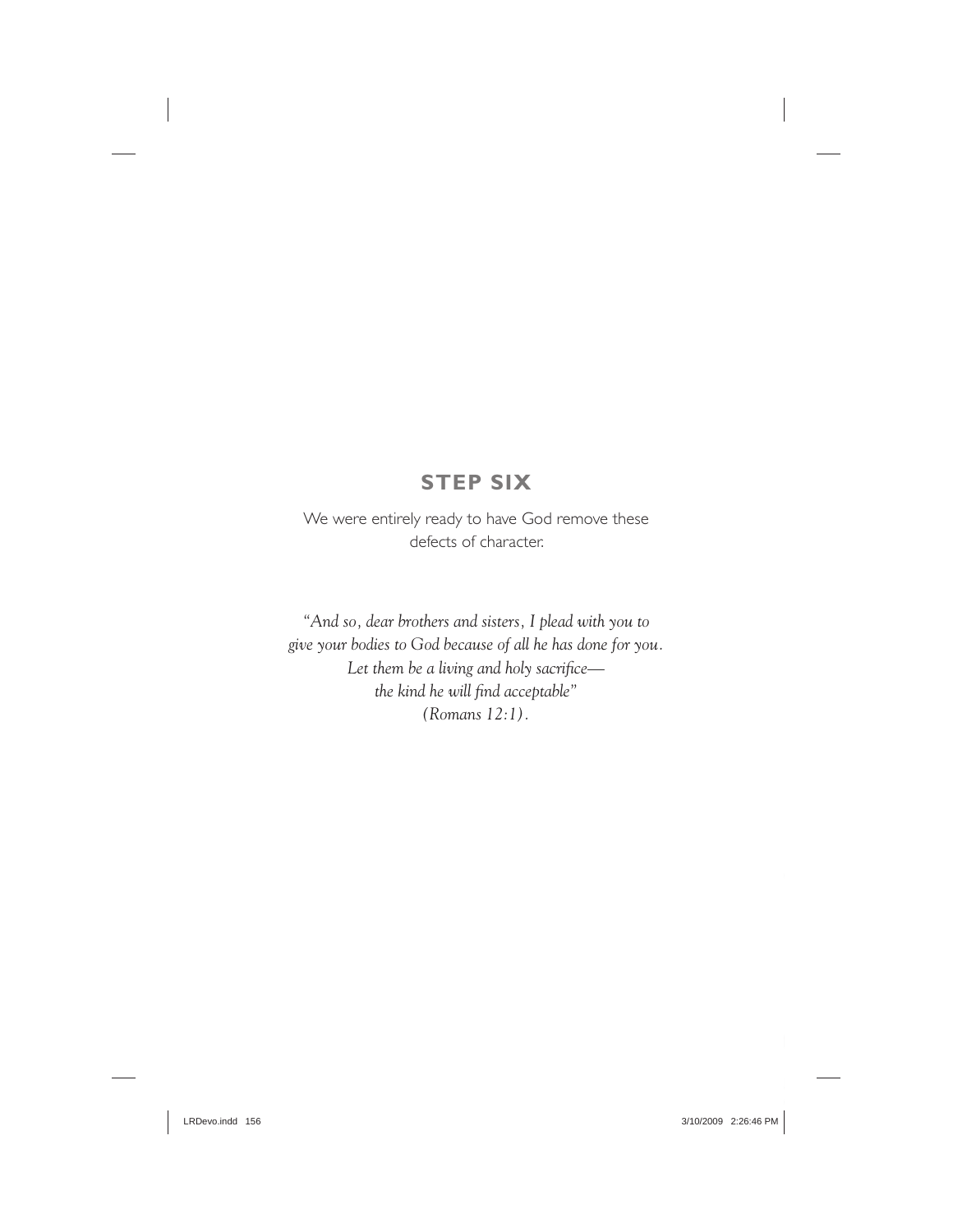# STEP SIX

We were entirely ready to have God remove these defects of character.

*"And so, dear brothers and sisters, I plead with you to give your bodies to God because of all he has done for you. Let them be a living and holy sacrifice— the kind he will find acceptable" (Romans 12:1).*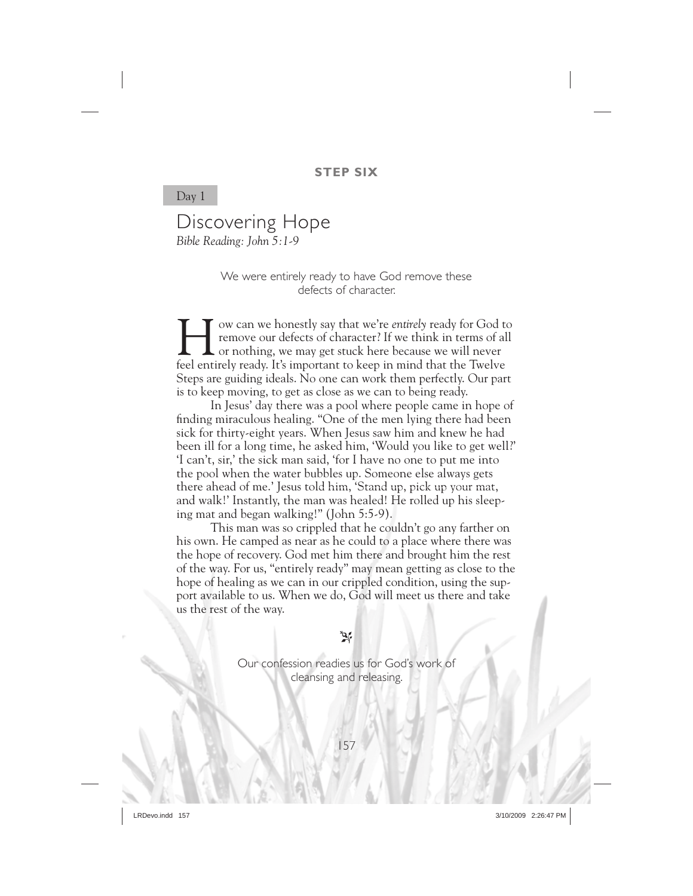**STEP SIX**

Day 1

# Discovering Hope

*Bible Reading: John 5:1-9*

We were entirely ready to have God remove these defects of character.

How can we honestly say that we're *entirely* ready for God to remove our defects of character? If we think in terms of all or nothing, we may get stuck here because we will never feel entirely ready. It's important to keep in mind that the Twelve Steps are guiding ideals. No one can work them perfectly. Our part is to keep moving, to get as close as we can to being ready.

In Jesus' day there was a pool where people came in hope of finding miraculous healing. "One of the men lying there had been sick for thirty-eight years. When Jesus saw him and knew he had been ill for a long time, he asked him, 'Would you like to get well?' 'I can't, sir,' the sick man said, 'for I have no one to put me into the pool when the water bubbles up. Someone else always gets there ahead of me.' Jesus told him, 'Stand up, pick up your mat, and walk!' Instantly, the man was healed! He rolled up his sleeping mat and began walking!" (John 5:5-9).

This man was so crippled that he couldn't go any farther on his own. He camped as near as he could to a place where there was the hope of recovery. God met him there and brought him the rest of the way. For us, "entirely ready" may mean getting as close to the hope of healing as we can in our crippled condition, using the support available to us. When we do, God will meet us there and take us the rest of the way.

Our confession readies us for God's work of cleansing and releasing.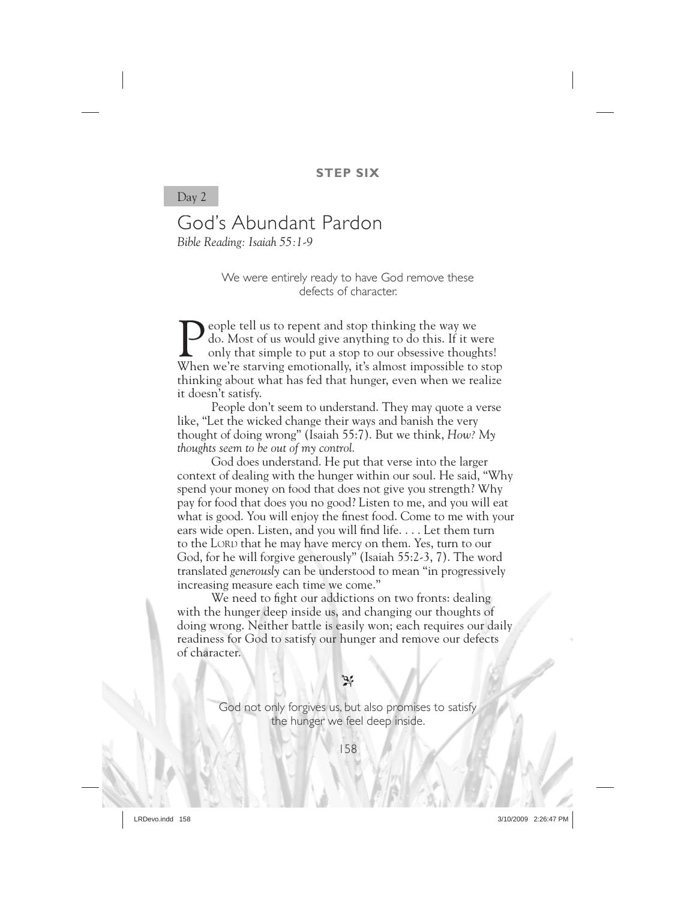**STEP SIX**

Day 2

# God's Abundant Pardon

*Bible Reading: Isaiah 55:1-9*

We were entirely ready to have God remove these defects of character.

People tell us to repent and stop thinking the way we do. Most of us would give anything to do this. If it were only that simple to put a stop to our obsessive thoughts! When we're starving emotionally, it's almost impossible to stop thinking about what has fed that hunger, even when we realize it doesn't satisfy.

People don't seem to understand. They may quote a verse like, "Let the wicked change their ways and banish the very thought of doing wrong" (Isaiah 55:7). But we think, *How? My thoughts seem to be out of my control.*

God does understand. He put that verse into the larger context of dealing with the hunger within our soul. He said, "Why spend your money on food that does not give you strength? Why pay for food that does you no good? Listen to me, and you will eat what is good. You will enjoy the finest food. Come to me with your ears wide open. Listen, and you will find life. . . . Let them turn to the LORD that he may have mercy on them. Yes, turn to our God, for he will forgive generously" (Isaiah 55:2-3, 7). The word translated *generously* can be understood to mean "in progressively increasing measure each time we come."

We need to fight our addictions on two fronts: dealing with the hunger deep inside us, and changing our thoughts of doing wrong. Neither battle is easily won; each requires our daily readiness for God to satisfy our hunger and remove our defects of character.

God not only forgives us, but also promises to satisfy the hunger we feel deep inside.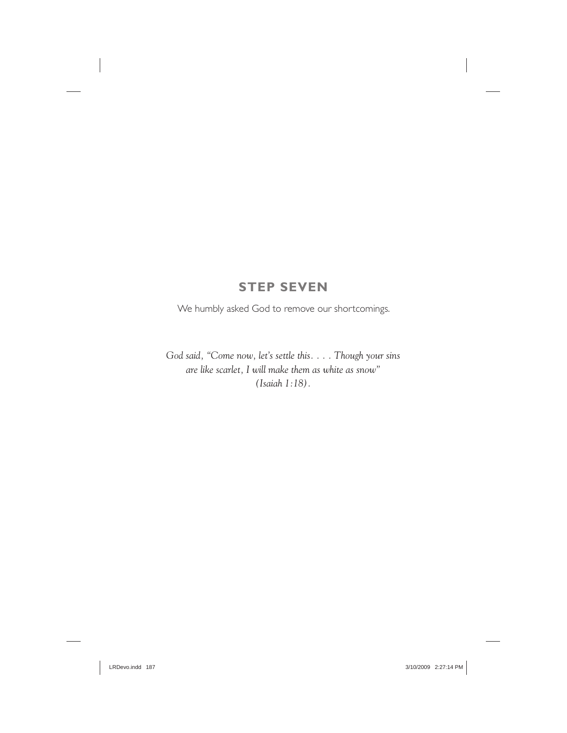## STEP SEVEN

We humbly asked God to remove our shortcomings.

*God said, "Come now, let's settle this. . . . Though your sins are like scarlet, I will make them as white as snow" (Isaiah 1:18).*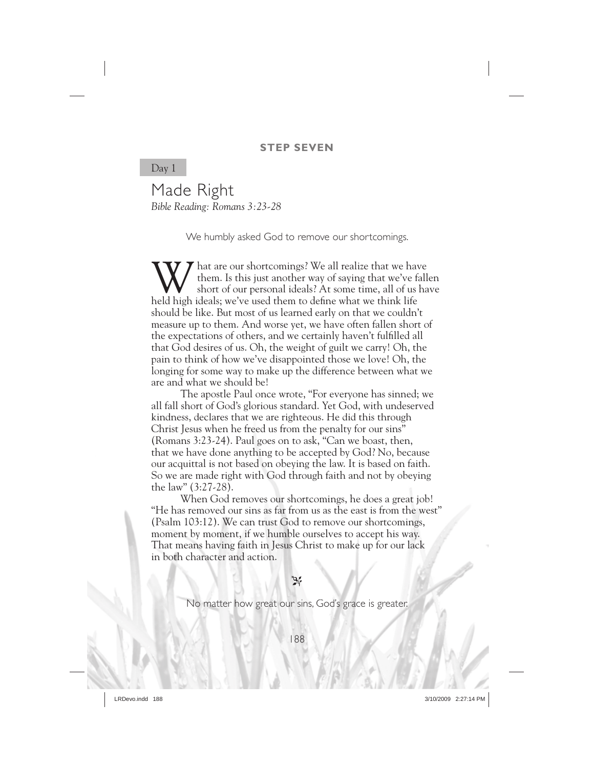**STEP SEVEN**

Day 1

# Made Right

*Bible Reading: Romans 3:23-28*

We humbly asked God to remove our shortcomings.

What are our shortcomings? We all realize that we have them. Is this just another way of saying that we've fallen short of our personal ideals? At some time, all of us have held high ideals; we've used them to define what we think life should be like. But most of us learned early on that we couldn't measure up to them. And worse yet, we have often fallen short of the expectations of others, and we certainly haven't fulfilled all that God desires of us. Oh, the weight of guilt we carry! Oh, the pain to think of how we've disappointed those we love! Oh, the longing for some way to make up the difference between what we are and what we should be!

The apostle Paul once wrote, "For everyone has sinned; we all fall short of God's glorious standard. Yet God, with undeserved kindness, declares that we are righteous. He did this through Christ Jesus when he freed us from the penalty for our sins" (Romans 3:23-24). Paul goes on to ask, "Can we boast, then, that we have done anything to be accepted by God? No, because our acquittal is not based on obeying the law. It is based on faith. So we are made right with God through faith and not by obeying the law" (3:27-28).

When God removes our shortcomings, he does a great job! "He has removed our sins as far from us as the east is from the west" (Psalm 103:12). We can trust God to remove our shortcomings, moment by moment, if we humble ourselves to accept his way. That means having faith in Jesus Christ to make up for our lack in both character and action.

No matter how great our sins, God's grace is greater.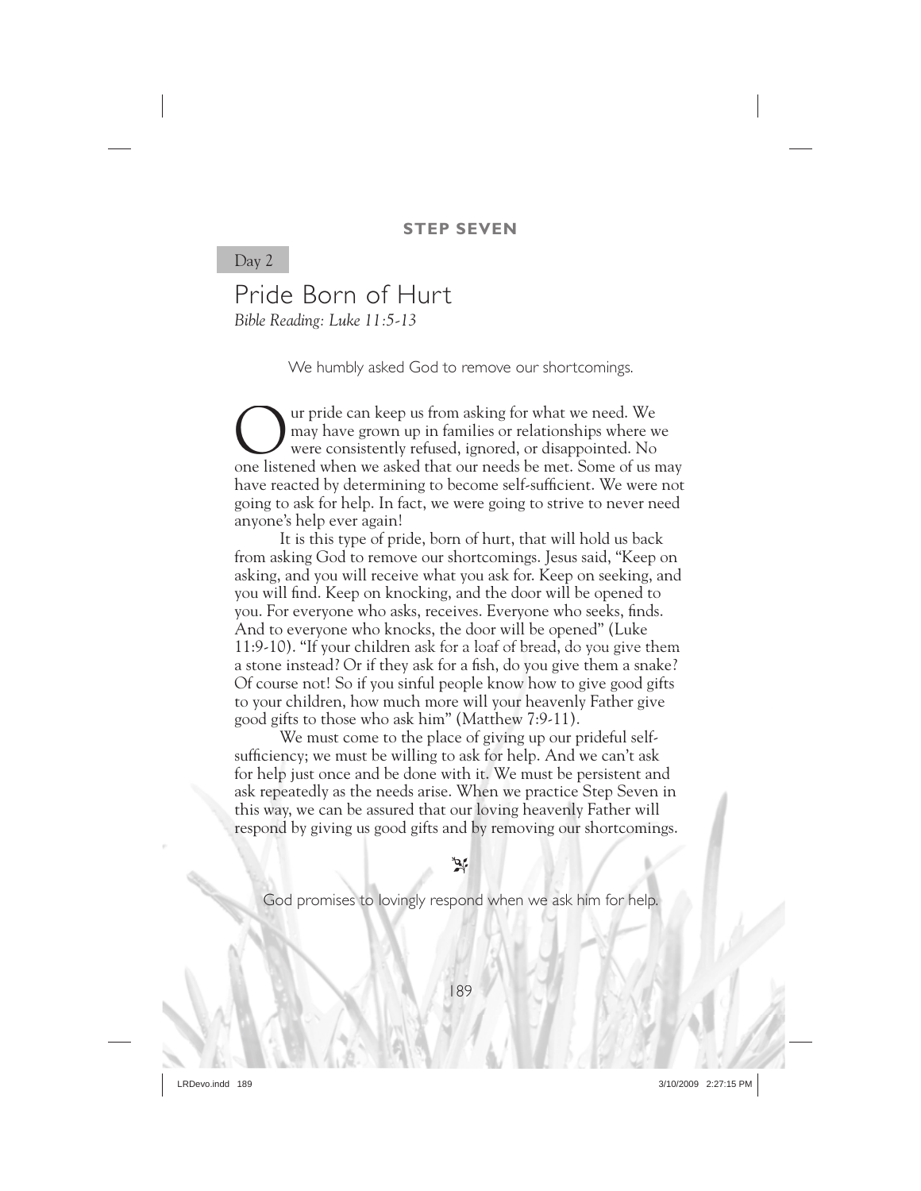## STEP SEVEN

Day 2

# Pride Born of Hurt

*Bible Reading: Luke 11:5-13*

We humbly asked God to remove our shortcomings.

Our pride can keep us from asking for what we need. We may have grown up in families or relationships where we were consistently refused, ignored, or disappointed. No one listened when we asked that our needs be met. Some of us may have reacted by determining to become self-sufficient. We were not going to ask for help. In fact, we were going to strive to never need anyone's help ever again!

It is this type of pride, born of hurt, that will hold us back from asking God to remove our shortcomings. Jesus said, "Keep on asking, and you will receive what you ask for. Keep on seeking, and you will find. Keep on knocking, and the door will be opened to you. For everyone who asks, receives. Everyone who seeks, finds. And to everyone who knocks, the door will be opened" (Luke 11:9-10). "If your children ask for a loaf of bread, do you give them a stone instead? Or if they ask for a fish, do you give them a snake? Of course not! So if you sinful people know how to give good gifts to your children, how much more will your heavenly Father give good gifts to those who ask him" (Matthew 7:9-11).

We must come to the place of giving up our prideful self-sufficiency; we must be willing to ask for help. And we can't ask for help just once and be done with it. We must be persistent and ask repeatedly as the needs arise. When we practice Step Seven in this way, we can be assured that our loving heavenly Father will respond by giving us good gifts and by removing our shortcomings.

God promises to lovingly respond when we ask him for help.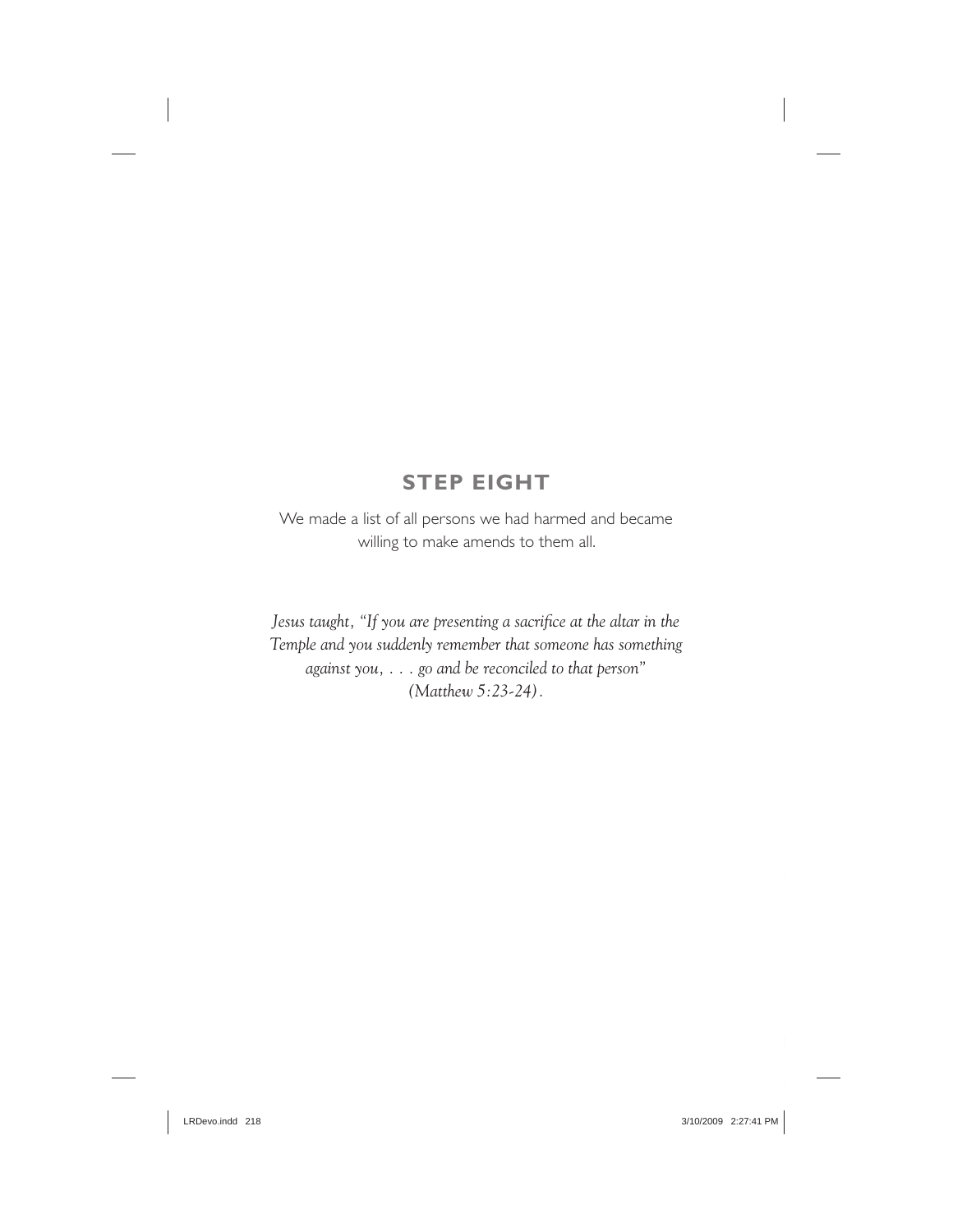## STEP EIGHT

We made a list of all persons we had harmed and became willing to make amends to them all.

*Jesus taught, "If you are presenting a sacrifice at the altar in the Temple and you suddenly remember that someone has something against you, . . . go and be reconciled to that person" (Matthew 5:23-24).*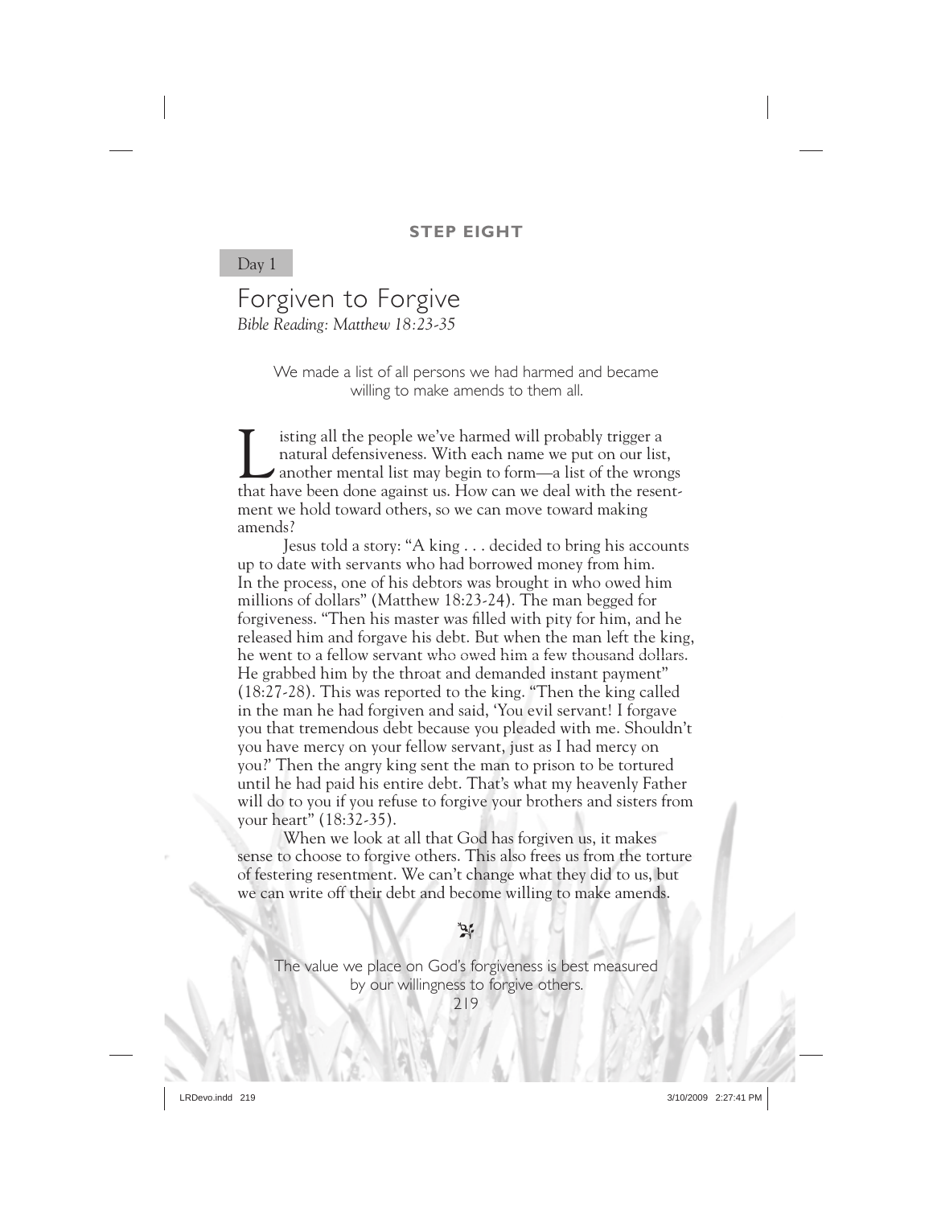**STEP EIGHT**

Day 1

# Forgiven to Forgive

*Bible Reading: Matthew 18:23-35*

We made a list of all persons we had harmed and became willing to make amends to them all.

Listing all the people we've harmed will probably trigger a natural defensiveness. With each name we put on our list, another mental list may begin to form—a list of the wrongs that have been done against us. How can we deal with the resentment we hold toward others, so we can move toward making amends?

Jesus told a story: "A king . . . decided to bring his accounts up to date with servants who had borrowed money from him. In the process, one of his debtors was brought in who owed him millions of dollars" (Matthew 18:23-24). The man begged for forgiveness. "Then his master was filled with pity for him, and he released him and forgave his debt. But when the man left the king, he went to a fellow servant who owed him a few thousand dollars. He grabbed him by the throat and demanded instant payment" (18:27-28). This was reported to the king. "Then the king called in the man he had forgiven and said, 'You evil servant! I forgave you that tremendous debt because you pleaded with me. Shouldn't you have mercy on your fellow servant, just as I had mercy on you?' Then the angry king sent the man to prison to be tortured until he had paid his entire debt. That's what my heavenly Father will do to you if you refuse to forgive your brothers and sisters from your heart" (18:32-35).

When we look at all that God has forgiven us, it makes sense to choose to forgive others. This also frees us from the torture of festering resentment. We can't change what they did to us, but we can write off their debt and become willing to make amends.

The value we place on God's forgiveness is best measured by our willingness to forgive others.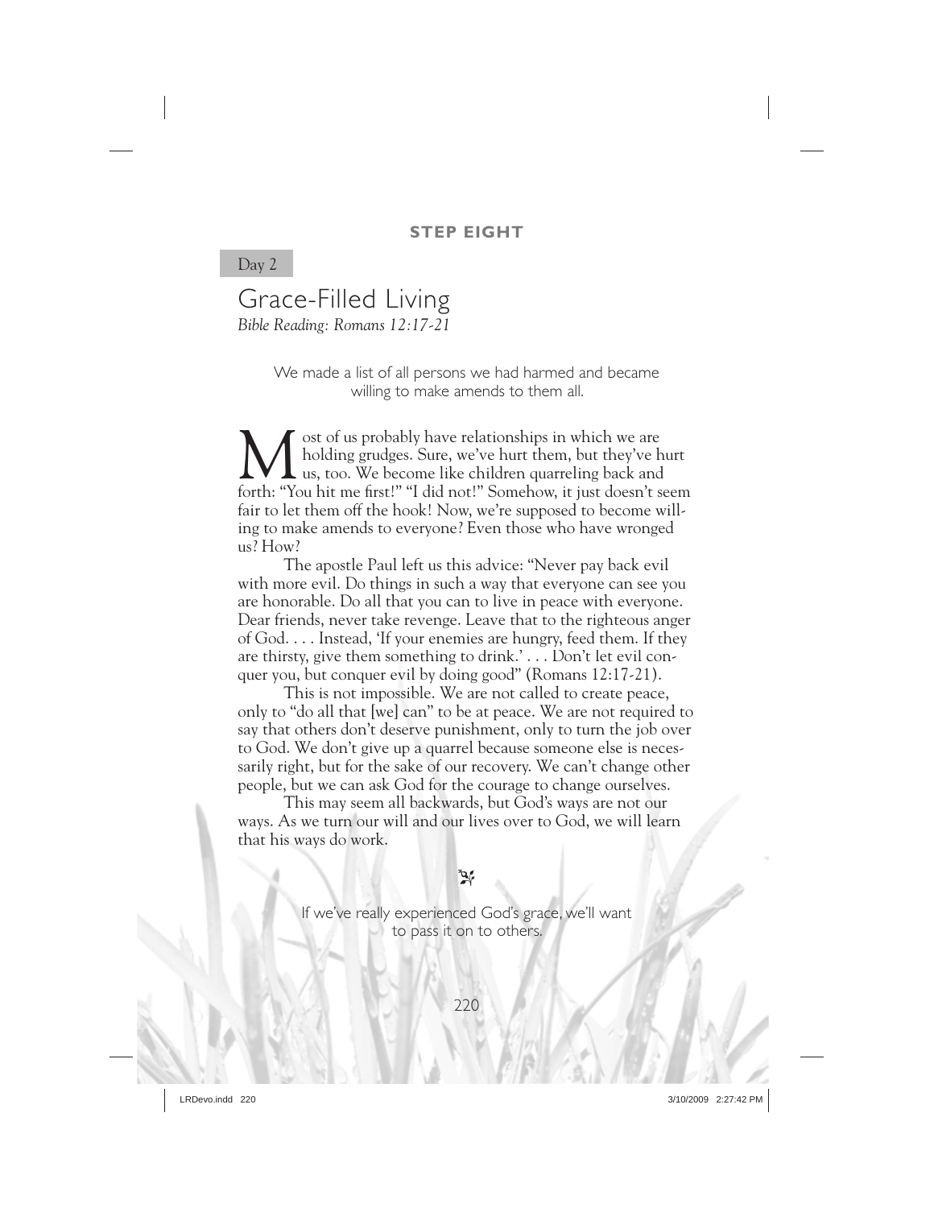**STEP EIGHT**

Day 2

# Grace-Filled Living

*Bible Reading: Romans 12:17-21*

We made a list of all persons we had harmed and became willing to make amends to them all.

Most of us probably have relationships in which we are holding grudges. Sure, we've hurt them, but they've hurt us, too. We become like children quarreling back and forth: "You hit me first!" "I did not!" Somehow, it just doesn't seem fair to let them off the hook! Now, we're supposed to become willing to make amends to everyone? Even those who have wronged us? How?

The apostle Paul left us this advice: "Never pay back evil with more evil. Do things in such a way that everyone can see you are honorable. Do all that you can to live in peace with everyone. Dear friends, never take revenge. Leave that to the righteous anger of God. . . . Instead, 'If your enemies are hungry, feed them. If they are thirsty, give them something to drink.' . . . Don't let evil conquer you, but conquer evil by doing good" (Romans 12:17-21).

This is not impossible. We are not called to create peace, only to "do all that [we] can" to be at peace. We are not required to say that others don't deserve punishment, only to turn the job over to God. We don't give up a quarrel because someone else is necessarily right, but for the sake of our recovery. We can't change other people, but we can ask God for the courage to change ourselves.

This may seem all backwards, but God's ways are not our ways. As we turn our will and our lives over to God, we will learn that his ways do work.

If we've really experienced God's grace, we'll want to pass it on to others.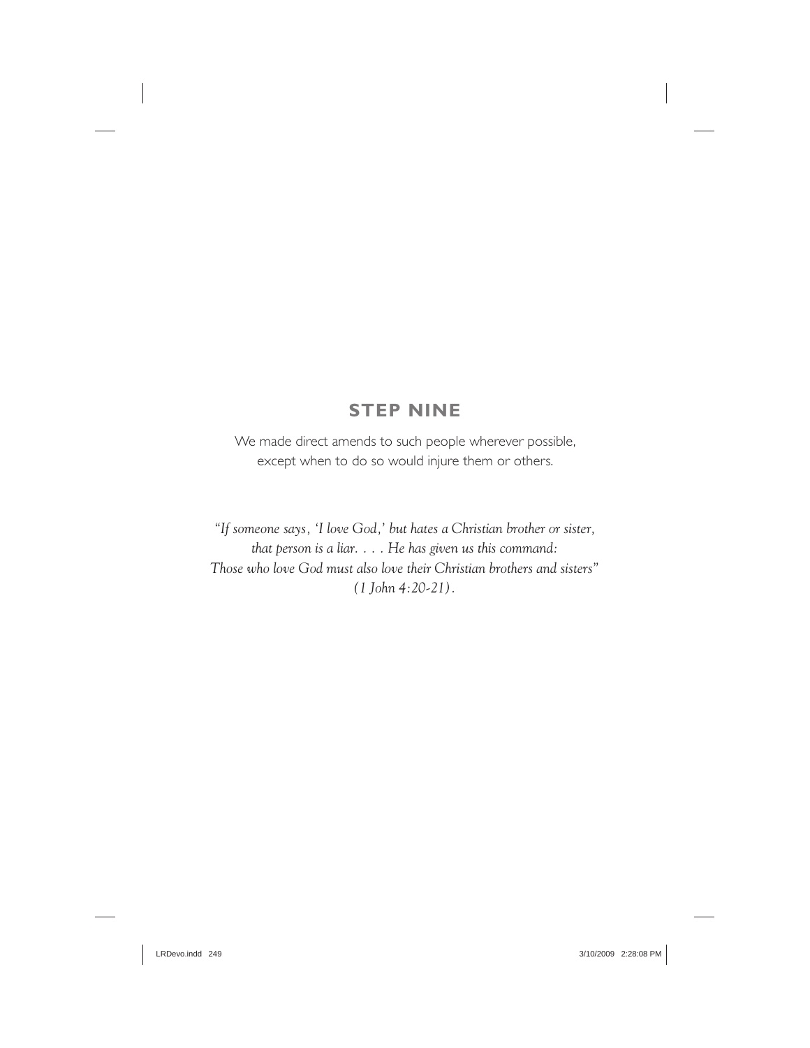## STEP NINE

We made direct amends to such people wherever possible, except when to do so would injure them or others.

*"If someone says, 'I love God,' but hates a Christian brother or sister, that person is a liar. . . . He has given us this command: Those who love God must also love their Christian brothers and sisters" (1 John 4:20-21).*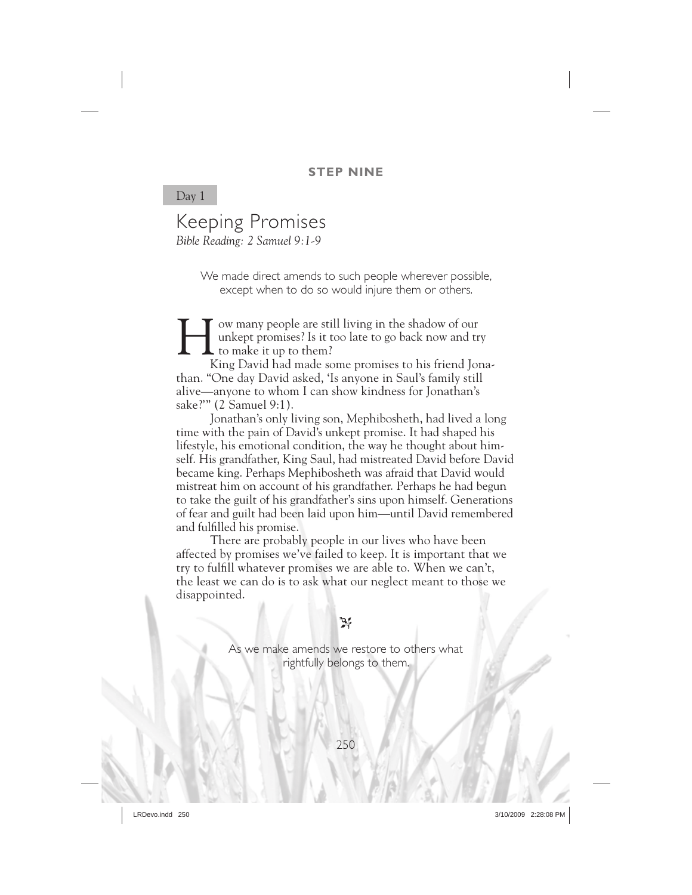**STEP NINE**

Day 1

# Keeping Promises

*Bible Reading: 2 Samuel 9:1-9*

We made direct amends to such people wherever possible, except when to do so would injure them or others.

How many people are still living in the shadow of our unkept promises? Is it too late to go back now and try to make it up to them?

King David had made some promises to his friend Jonathan. "One day David asked, 'Is anyone in Saul's family still alive—anyone to whom I can show kindness for Jonathan's sake?'" (2 Samuel 9:1).

Jonathan's only living son, Mephibosheth, had lived a long time with the pain of David's unkept promise. It had shaped his lifestyle, his emotional condition, the way he thought about himself. His grandfather, King Saul, had mistreated David before David became king. Perhaps Mephibosheth was afraid that David would mistreat him on account of his grandfather. Perhaps he had begun to take the guilt of his grandfather's sins upon himself. Generations of fear and guilt had been laid upon him—until David remembered and fulfilled his promise.

There are probably people in our lives who have been affected by promises we've failed to keep. It is important that we try to fulfill whatever promises we are able to. When we can't, the least we can do is to ask what our neglect meant to those we disappointed.

As we make amends we restore to others what rightfully belongs to them.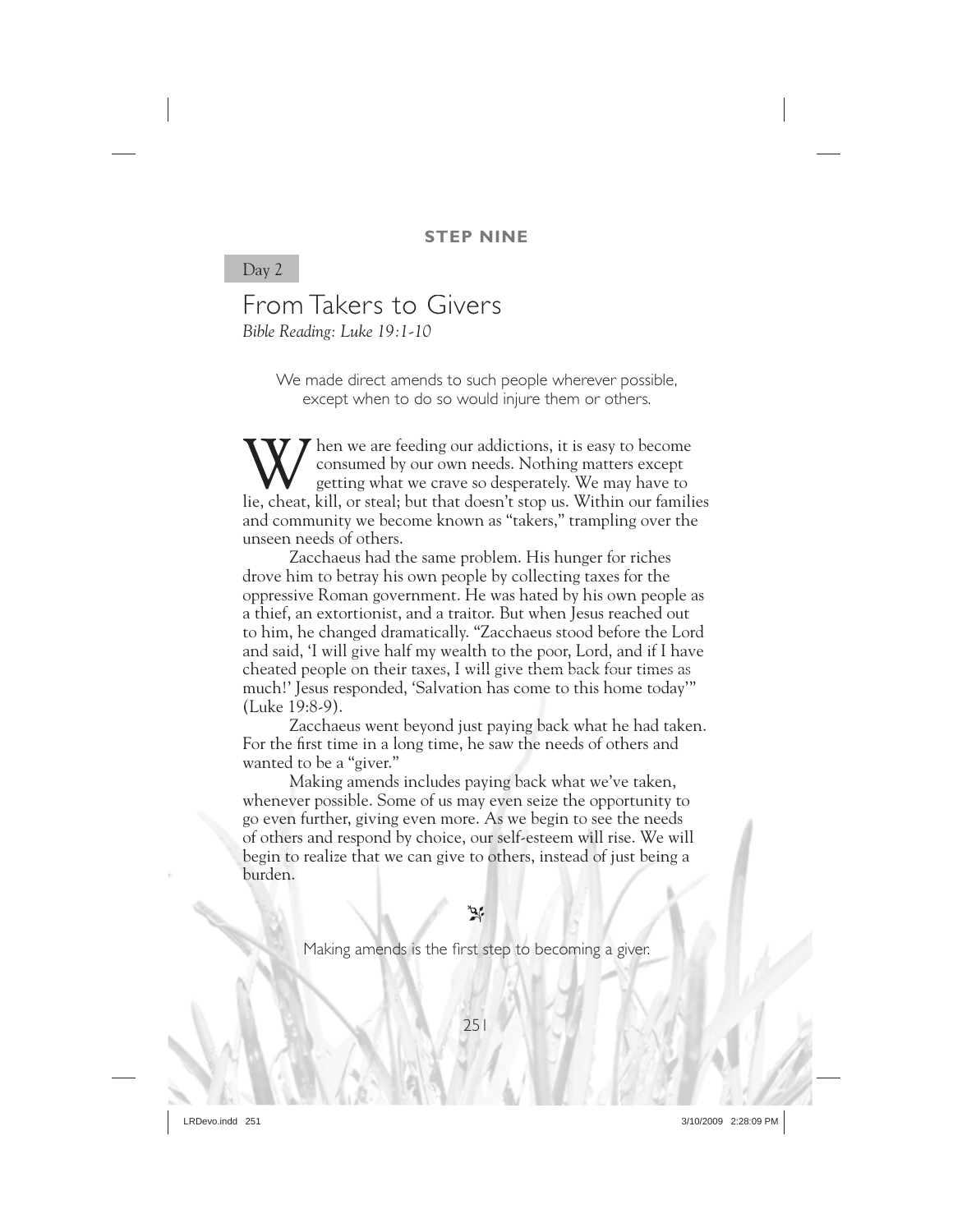**STEP NINE**

Day 2

# From Takers to Givers

*Bible Reading: Luke 19:1-10*

We made direct amends to such people wherever possible, except when to do so would injure them or others.

When we are feeding our addictions, it is easy to become consumed by our own needs. Nothing matters except getting what we crave so desperately. We may have to lie, cheat, kill, or steal; but that doesn't stop us. Within our families and community we become known as "takers," trampling over the unseen needs of others.

Zacchaeus had the same problem. His hunger for riches drove him to betray his own people by collecting taxes for the oppressive Roman government. He was hated by his own people as a thief, an extortionist, and a traitor. But when Jesus reached out to him, he changed dramatically. "Zacchaeus stood before the Lord and said, 'I will give half my wealth to the poor, Lord, and if I have cheated people on their taxes, I will give them back four times as much!' Jesus responded, 'Salvation has come to this home today'" (Luke 19:8-9).

Zacchaeus went beyond just paying back what he had taken. For the first time in a long time, he saw the needs of others and wanted to be a "giver."

Making amends includes paying back what we've taken, whenever possible. Some of us may even seize the opportunity to go even further, giving even more. As we begin to see the needs of others and respond by choice, our self-esteem will rise. We will begin to realize that we can give to others, instead of just being a burden.

Making amends is the first step to becoming a giver.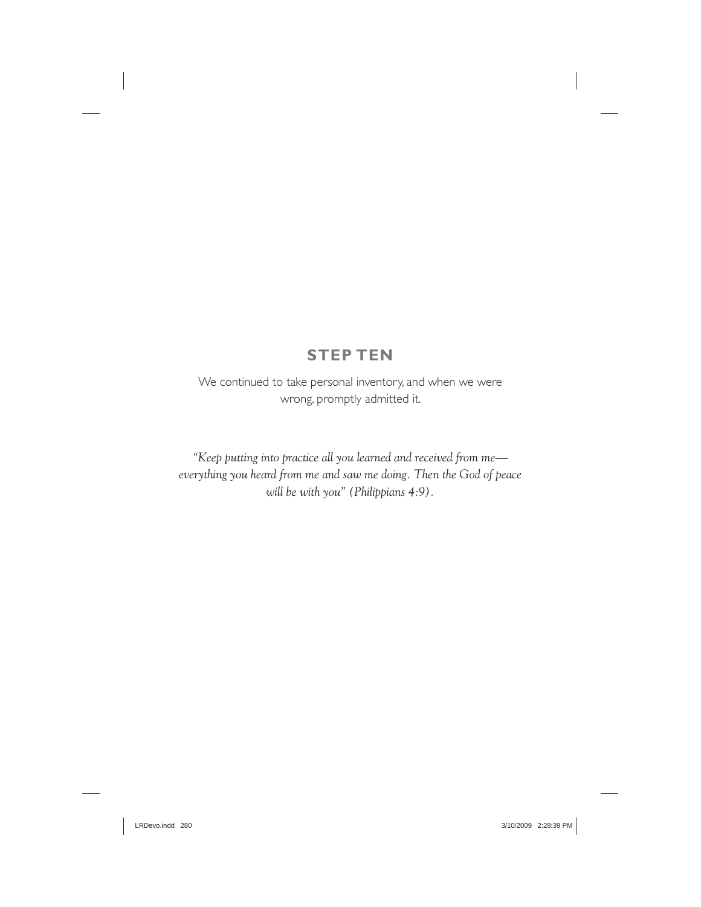# STEP TEN

We continued to take personal inventory, and when we were wrong, promptly admitted it.

*"Keep putting into practice all you learned and received from me—everything you heard from me and saw me doing. Then the God of peace will be with you" (Philippians 4:9).*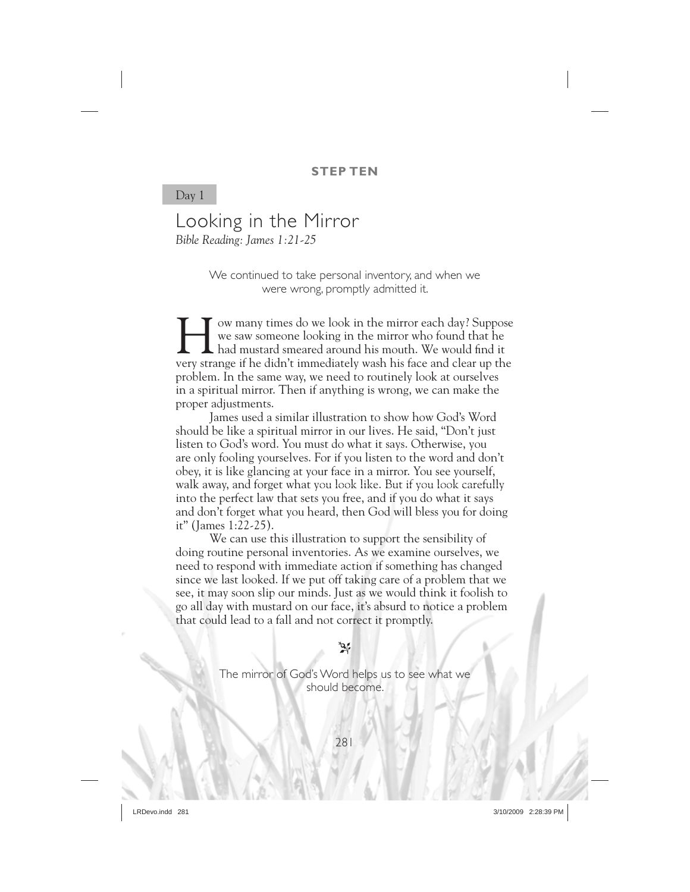**STEP TEN**

Day 1

## Looking in the Mirror

*Bible Reading: James 1:21-25*

We continued to take personal inventory, and when we were wrong, promptly admitted it.

How many times do we look in the mirror each day? Suppose we saw someone looking in the mirror who found that he had mustard smeared around his mouth. We would find it very strange if he didn't immediately wash his face and clear up the problem. In the same way, we need to routinely look at ourselves in a spiritual mirror. Then if anything is wrong, we can make the proper adjustments.

James used a similar illustration to show how God's Word should be like a spiritual mirror in our lives. He said, "Don't just listen to God's word. You must do what it says. Otherwise, you are only fooling yourselves. For if you listen to the word and don't obey, it is like glancing at your face in a mirror. You see yourself, walk away, and forget what you look like. But if you look carefully into the perfect law that sets you free, and if you do what it says and don't forget what you heard, then God will bless you for doing it" (James 1:22-25).

We can use this illustration to support the sensibility of doing routine personal inventories. As we examine ourselves, we need to respond with immediate action if something has changed since we last looked. If we put off taking care of a problem that we see, it may soon slip our minds. Just as we would think it foolish to go all day with mustard on our face, it's absurd to notice a problem that could lead to a fall and not correct it promptly.

The mirror of God's Word helps us to see what we should become.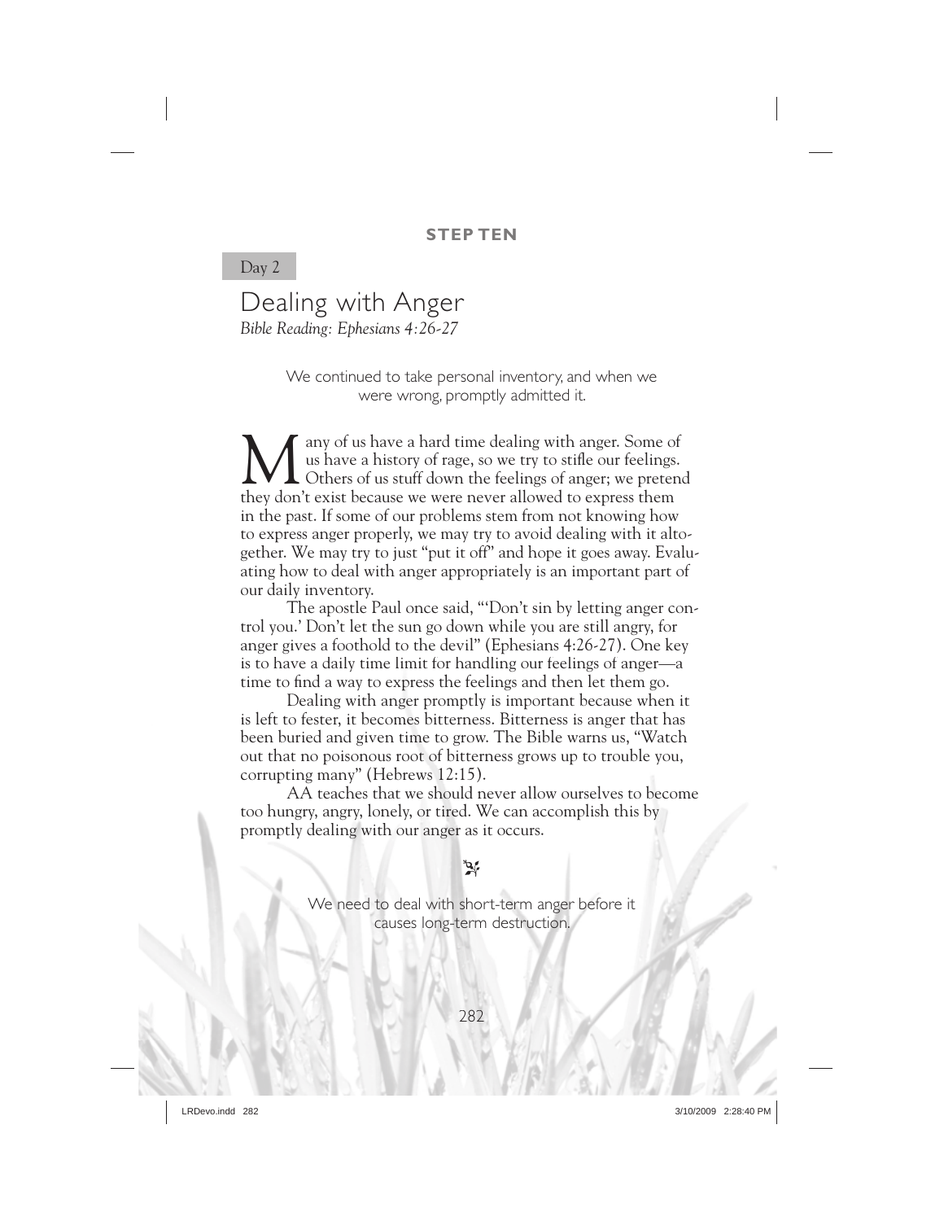**STEP TEN**

Day 2

# Dealing with Anger

*Bible Reading: Ephesians 4:26-27*

We continued to take personal inventory, and when we were wrong, promptly admitted it.

Many of us have a hard time dealing with anger. Some of us have a history of rage, so we try to stifle our feelings. Others of us stuff down the feelings of anger; we pretend they don't exist because we were never allowed to express them in the past. If some of our problems stem from not knowing how to express anger properly, we may try to avoid dealing with it altogether. We may try to just "put it off" and hope it goes away. Evaluating how to deal with anger appropriately is an important part of our daily inventory.

The apostle Paul once said, "'Don't sin by letting anger control you.' Don't let the sun go down while you are still angry, for anger gives a foothold to the devil" (Ephesians 4:26-27). One key is to have a daily time limit for handling our feelings of anger—a time to find a way to express the feelings and then let them go.

Dealing with anger promptly is important because when it is left to fester, it becomes bitterness. Bitterness is anger that has been buried and given time to grow. The Bible warns us, "Watch out that no poisonous root of bitterness grows up to trouble you, corrupting many" (Hebrews 12:15).

AA teaches that we should never allow ourselves to become too hungry, angry, lonely, or tired. We can accomplish this by promptly dealing with our anger as it occurs.

We need to deal with short-term anger before it causes long-term destruction.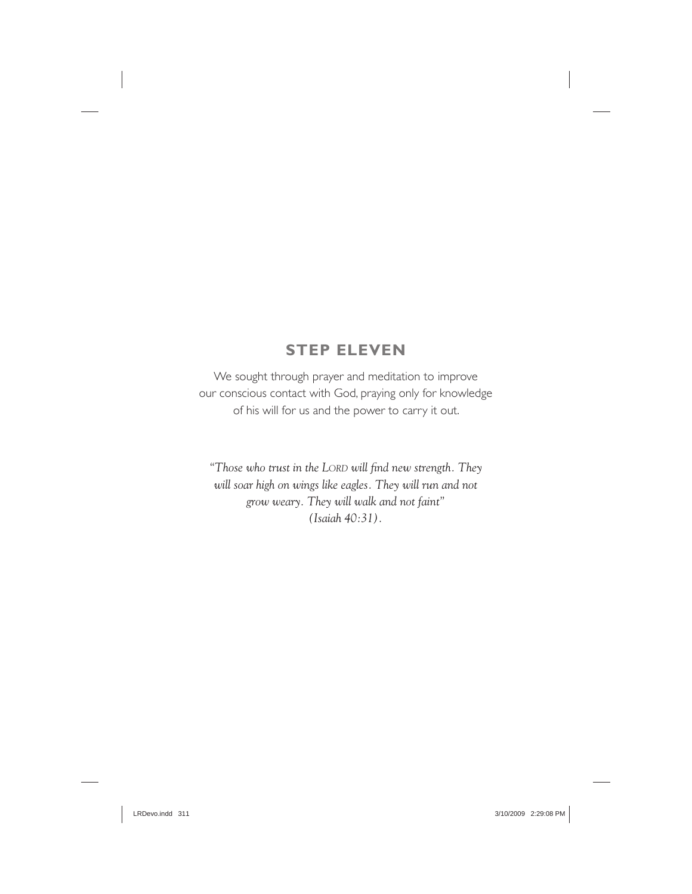## STEP ELEVEN

We sought through prayer and meditation to improve our conscious contact with God, praying only for knowledge of his will for us and the power to carry it out.

*"Those who trust in the LORD will find new strength. They will soar high on wings like eagles. They will run and not grow weary. They will walk and not faint" (Isaiah 40:31).*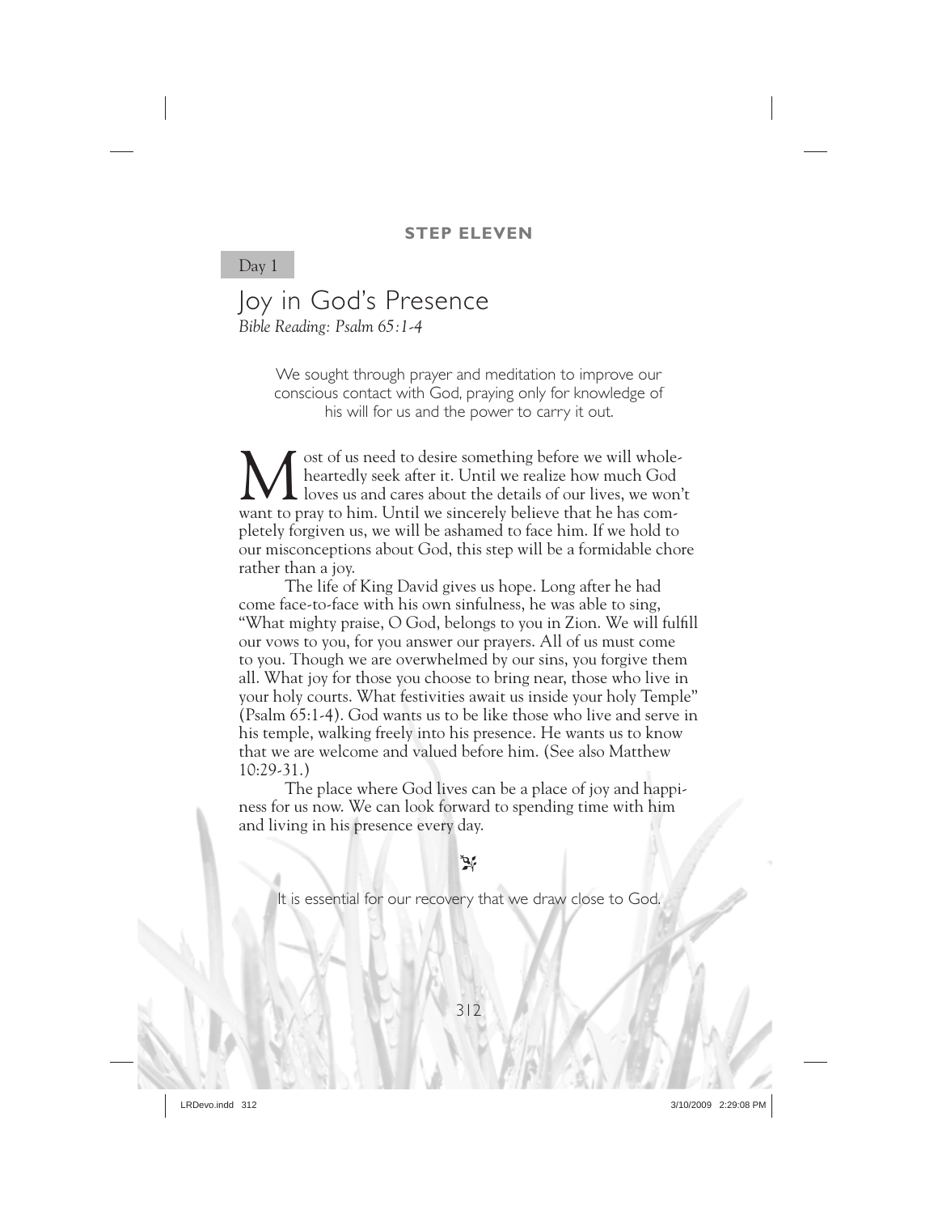**STEP ELEVEN**

Day 1

# Joy in God's Presence

*Bible Reading: Psalm 65:1-4*

We sought through prayer and meditation to improve our conscious contact with God, praying only for knowledge of his will for us and the power to carry it out.

Most of us need to desire something before we will wholeheartedly seek after it. Until we realize how much God loves us and cares about the details of our lives, we won't want to pray to him. Until we sincerely believe that he has completely forgiven us, we will be ashamed to face him. If we hold to our misconceptions about God, this step will be a formidable chore rather than a joy.

The life of King David gives us hope. Long after he had come face-to-face with his own sinfulness, he was able to sing, "What mighty praise, O God, belongs to you in Zion. We will fulfill our vows to you, for you answer our prayers. All of us must come to you. Though we are overwhelmed by our sins, you forgive them all. What joy for those you choose to bring near, those who live in your holy courts. What festivities await us inside your holy Temple" (Psalm 65:1-4). God wants us to be like those who live and serve in his temple, walking freely into his presence. He wants us to know that we are welcome and valued before him. (See also Matthew 10:29-31.)

The place where God lives can be a place of joy and happiness for us now. We can look forward to spending time with him and living in his presence every day.

It is essential for our recovery that we draw close to God.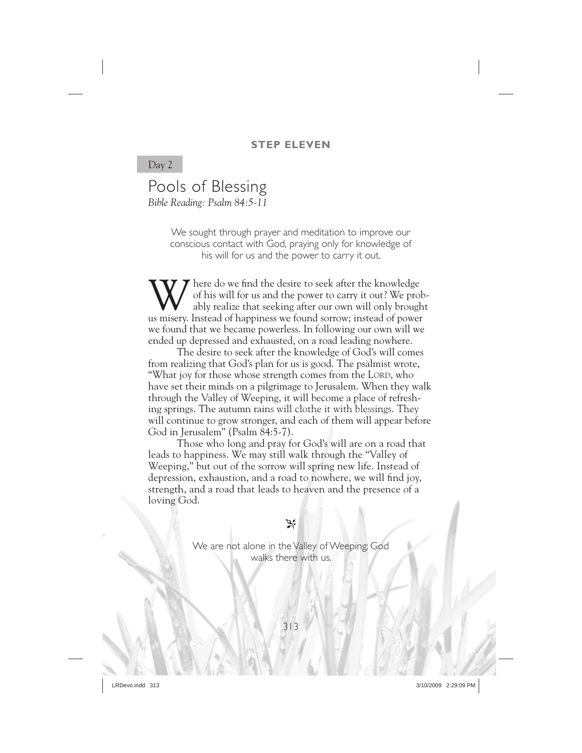**STEP ELEVEN**

Day 2

# Pools of Blessing

*Bible Reading: Psalm 84:5-11*

We sought through prayer and meditation to improve our conscious contact with God, praying only for knowledge of his will for us and the power to carry it out.

Where do we find the desire to seek after the knowledge of his will for us and the power to carry it out? We probably realize that seeking after our own will only brought us misery. Instead of happiness we found sorrow; instead of power we found that we became powerless. In following our own will we ended up depressed and exhausted, on a road leading nowhere.

The desire to seek after the knowledge of God's will comes from realizing that God's plan for us is good. The psalmist wrote, "What joy for those whose strength comes from the LORD, who have set their minds on a pilgrimage to Jerusalem. When they walk through the Valley of Weeping, it will become a place of refreshing springs. The autumn rains will clothe it with blessings. They will continue to grow stronger, and each of them will appear before God in Jerusalem" (Psalm 84:5-7).

Those who long and pray for God's will are on a road that leads to happiness. We may still walk through the "Valley of Weeping," but out of the sorrow will spring new life. Instead of depression, exhaustion, and a road to nowhere, we will find joy, strength, and a road that leads to heaven and the presence of a loving God.

We are not alone in the Valley of Weeping; God walks there with us.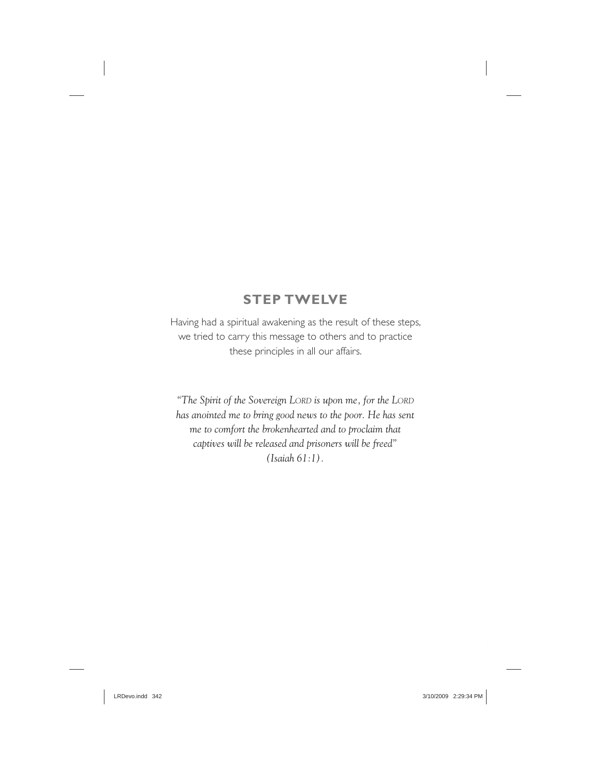## STEP TWELVE

Having had a spiritual awakening as the result of these steps, we tried to carry this message to others and to practice these principles in all our affairs.

*"The Spirit of the Sovereign LORD is upon me, for the LORD has anointed me to bring good news to the poor. He has sent me to comfort the brokenhearted and to proclaim that captives will be released and prisoners will be freed" (Isaiah 61:1).*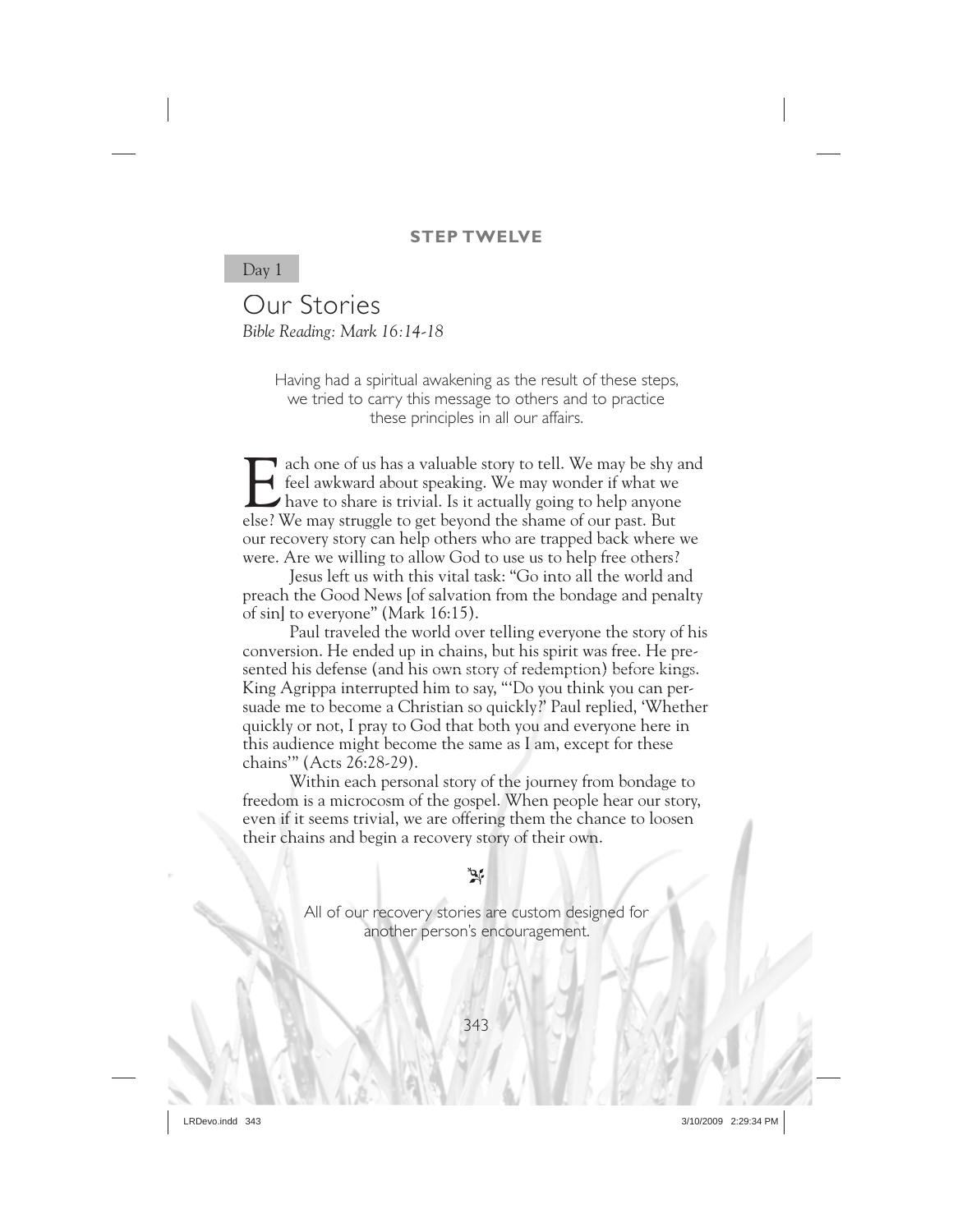**STEP TWELVE**

Day 1

# Our Stories

*Bible Reading: Mark 16:14-18*

Having had a spiritual awakening as the result of these steps, we tried to carry this message to others and to practice these principles in all our affairs.

Each one of us has a valuable story to tell. We may be shy and feel awkward about speaking. We may wonder if what we have to share is trivial. Is it actually going to help anyone else? We may struggle to get beyond the shame of our past. But our recovery story can help others who are trapped back where we were. Are we willing to allow God to use us to help free others?

Jesus left us with this vital task: "Go into all the world and preach the Good News [of salvation from the bondage and penalty of sin] to everyone" (Mark 16:15).

Paul traveled the world over telling everyone the story of his conversion. He ended up in chains, but his spirit was free. He presented his defense (and his own story of redemption) before kings. King Agrippa interrupted him to say, "'Do you think you can persuade me to become a Christian so quickly?' Paul replied, 'Whether quickly or not, I pray to God that both you and everyone here in this audience might become the same as I am, except for these chains'" (Acts 26:28-29).

Within each personal story of the journey from bondage to freedom is a microcosm of the gospel. When people hear our story, even if it seems trivial, we are offering them the chance to loosen their chains and begin a recovery story of their own.

All of our recovery stories are custom designed for another person's encouragement.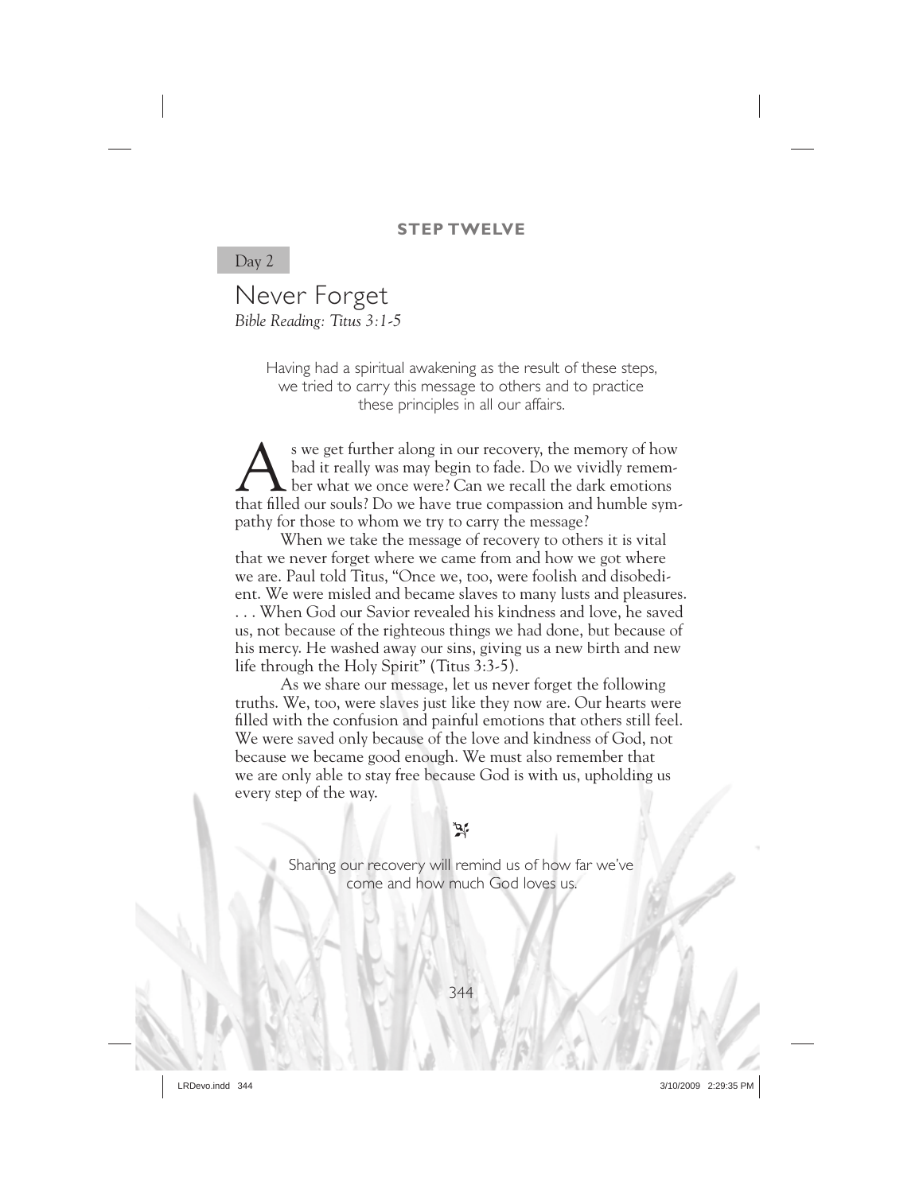**STEP TWELVE**

Day 2

# Never Forget

*Bible Reading: Titus 3:1-5*

Having had a spiritual awakening as the result of these steps, we tried to carry this message to others and to practice these principles in all our affairs.

As we get further along in our recovery, the memory of how bad it really was may begin to fade. Do we vividly remember what we once were? Can we recall the dark emotions that filled our souls? Do we have true compassion and humble sympathy for those to whom we try to carry the message?

When we take the message of recovery to others it is vital that we never forget where we came from and how we got where we are. Paul told Titus, "Once we, too, were foolish and disobedient. We were misled and became slaves to many lusts and pleasures. . . . When God our Savior revealed his kindness and love, he saved us, not because of the righteous things we had done, but because of his mercy. He washed away our sins, giving us a new birth and new life through the Holy Spirit" (Titus 3:3-5).

As we share our message, let us never forget the following truths. We, too, were slaves just like they now are. Our hearts were filled with the confusion and painful emotions that others still feel. We were saved only because of the love and kindness of God, not because we became good enough. We must also remember that we are only able to stay free because God is with us, upholding us every step of the way.

Sharing our recovery will remind us of how far we've come and how much God loves us.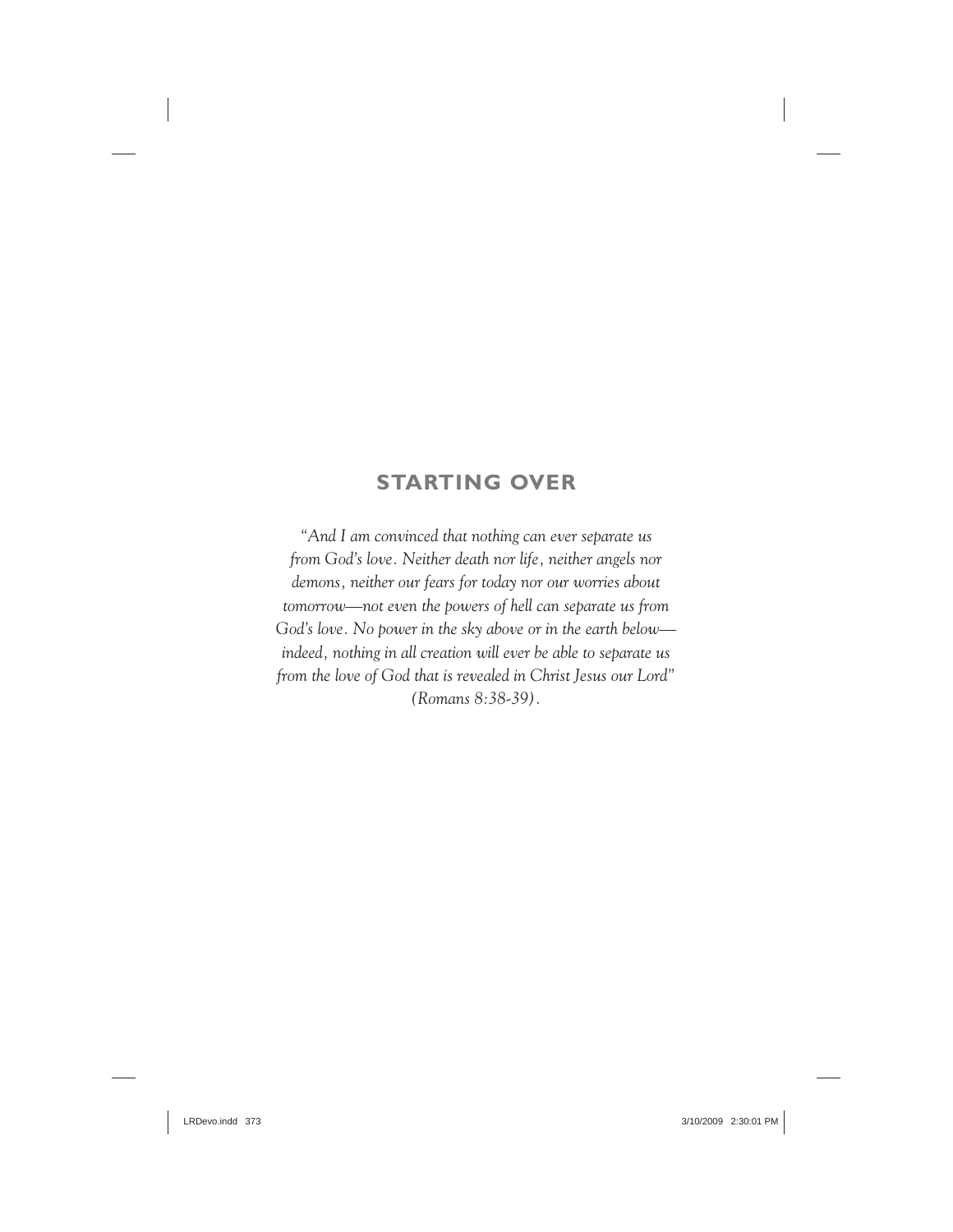## STARTING OVER

*"And I am convinced that nothing can ever separate us from God's love. Neither death nor life, neither angels nor demons, neither our fears for today nor our worries about tomorrow—not even the powers of hell can separate us from God's love. No power in the sky above or in the earth below—indeed, nothing in all creation will ever be able to separate us from the love of God that is revealed in Christ Jesus our Lord" (Romans 8:38-39).*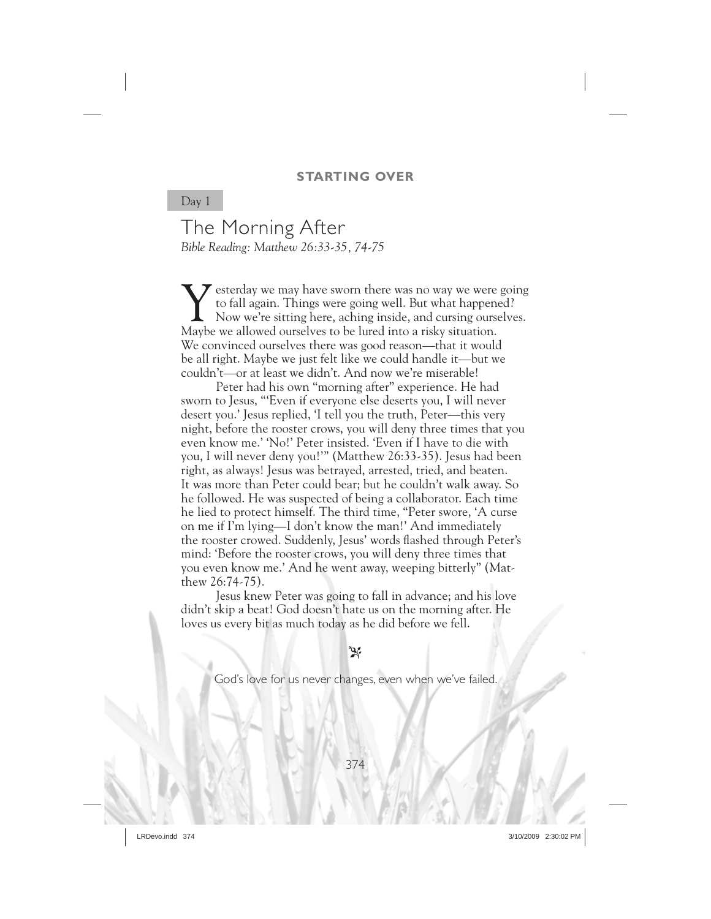**STARTING OVER**

Day 1

# The Morning After

*Bible Reading: Matthew 26:33-35, 74-75*

Yesterday we may have sworn there was no way we were going to fall again. Things were going well. But what happened? Now we're sitting here, aching inside, and cursing ourselves. Maybe we allowed ourselves to be lured into a risky situation. We convinced ourselves there was good reason—that it would be all right. Maybe we just felt like we could handle it—but we couldn't—or at least we didn't. And now we're miserable!

Peter had his own "morning after" experience. He had sworn to Jesus, "'Even if everyone else deserts you, I will never desert you.' Jesus replied, 'I tell you the truth, Peter—this very night, before the rooster crows, you will deny three times that you even know me.' 'No!' Peter insisted. 'Even if I have to die with you, I will never deny you!'" (Matthew 26:33-35). Jesus had been right, as always! Jesus was betrayed, arrested, tried, and beaten. It was more than Peter could bear; but he couldn't walk away. So he followed. He was suspected of being a collaborator. Each time he lied to protect himself. The third time, "Peter swore, 'A curse on me if I'm lying—I don't know the man!' And immediately the rooster crowed. Suddenly, Jesus' words flashed through Peter's mind: 'Before the rooster crows, you will deny three times that you even know me.' And he went away, weeping bitterly" (Matthew 26:74-75).

Jesus knew Peter was going to fall in advance; and his love didn't skip a beat! God doesn't hate us on the morning after. He loves us every bit as much today as he did before we fell.

God's love for us never changes, even when we've failed.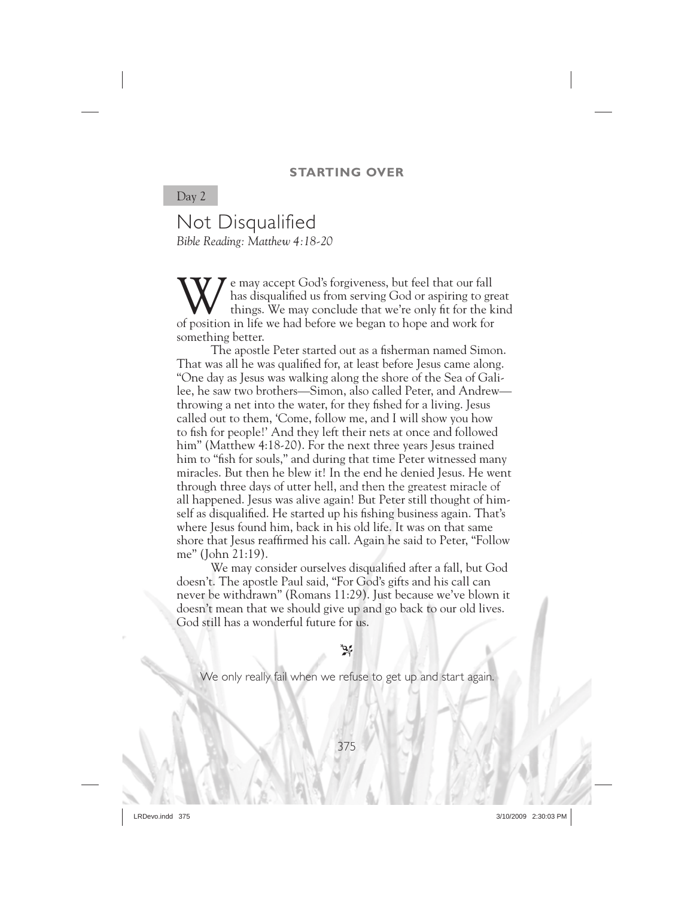**STARTING OVER**

Day 2

# Not Disqualified

*Bible Reading: Matthew 4:18-20*

We may accept God's forgiveness, but feel that our fall has disqualified us from serving God or aspiring to great things. We may conclude that we're only fit for the kind of position in life we had before we began to hope and work for something better.

The apostle Peter started out as a fisherman named Simon. That was all he was qualified for, at least before Jesus came along. "One day as Jesus was walking along the shore of the Sea of Galilee, he saw two brothers—Simon, also called Peter, and Andrew—throwing a net into the water, for they fished for a living. Jesus called out to them, 'Come, follow me, and I will show you how to fish for people!' And they left their nets at once and followed him" (Matthew 4:18-20). For the next three years Jesus trained him to "fish for souls," and during that time Peter witnessed many miracles. But then he blew it! In the end he denied Jesus. He went through three days of utter hell, and then the greatest miracle of all happened. Jesus was alive again! But Peter still thought of himself as disqualified. He started up his fishing business again. That's where Jesus found him, back in his old life. It was on that same shore that Jesus reaffirmed his call. Again he said to Peter, "Follow me" (John 21:19).

We may consider ourselves disqualified after a fall, but God doesn't. The apostle Paul said, "For God's gifts and his call can never be withdrawn" (Romans 11:29). Just because we've blown it doesn't mean that we should give up and go back to our old lives. God still has a wonderful future for us.

We only really fail when we refuse to get up and start again.